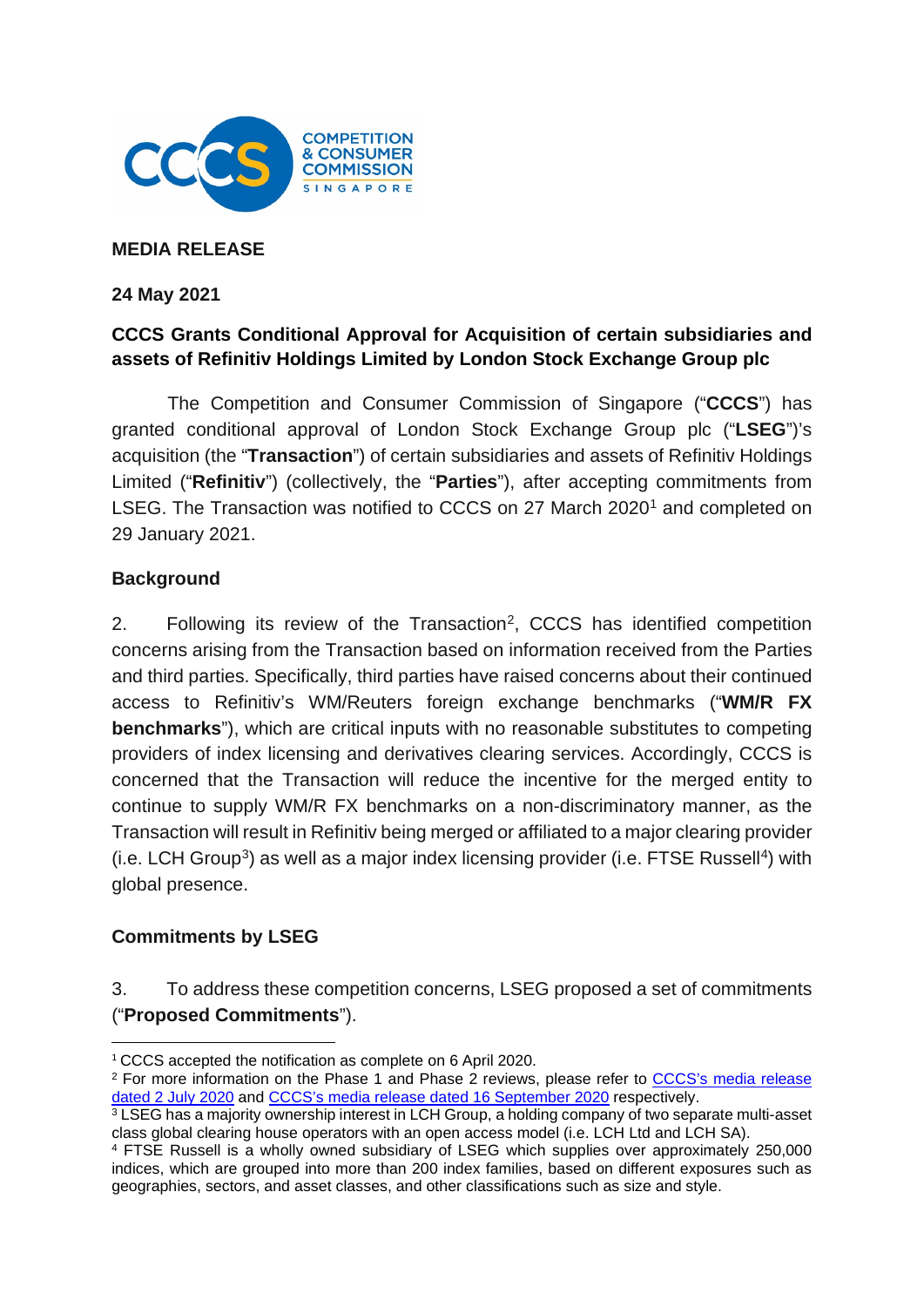**MEDIA RELEASE**

**24 May 2021**

**CCCS Grants Conditional Approval for Acquisition of certain subsidiaries and assets of Refinitiv Holdings Limited by London Stock Exchange Group plc**

The Competition and Consumer Commission of Singapore ("**CCCS**") has granted conditional approval of London Stock Exchange Group plc ("**LSEG**")'s acquisition (the "**Transaction**") of certain subsidiaries and assets of Refinitiv Holdings Limited ("**Refinitiv**") (collectively, the "**Parties**"), after accepting commitments from LSEG. The Transaction was notified to CCCS on 27 March 2020[1] and completed on 29 January 2021.

**Background**

2. Following its review of the Transaction[2], CCCS has identified competition concerns arising from the Transaction based on information received from the Parties and third parties. Specifically, third parties have raised concerns about their continued access to Refinitiv's WM/Reuters foreign exchange benchmarks ("**WM/R FX benchmarks**"), which are critical inputs with no reasonable substitutes to competing providers of index licensing and derivatives clearing services. Accordingly, CCCS is concerned that the Transaction will reduce the incentive for the merged entity to continue to supply WM/R FX benchmarks on a non-discriminatory manner, as the Transaction will result in Refinitiv being merged or affiliated to a major clearing provider (i.e. LCH Group[3]) as well as a major index licensing provider (i.e. FTSE Russell[4]) with global presence.

**Commitments by LSEG**

3. To address these competition concerns, LSEG proposed a set of commitments ("**Proposed Commitments**").

---

[1] CCCS accepted the notification as complete on 6 April 2020.

[2] For more information on the Phase 1 and Phase 2 reviews, please refer to CCCS's media release dated 2 July 2020 and CCCS's media release dated 16 September 2020 respectively.

[3] LSEG has a majority ownership interest in LCH Group, a holding company of two separate multi-asset class global clearing house operators with an open access model (i.e. LCH Ltd and LCH SA).

[4] FTSE Russell is a wholly owned subsidiary of LSEG which supplies over approximately 250,000 indices, which are grouped into more than 200 index families, based on different exposures such as geographies, sectors, and asset classes, and other classifications such as size and style.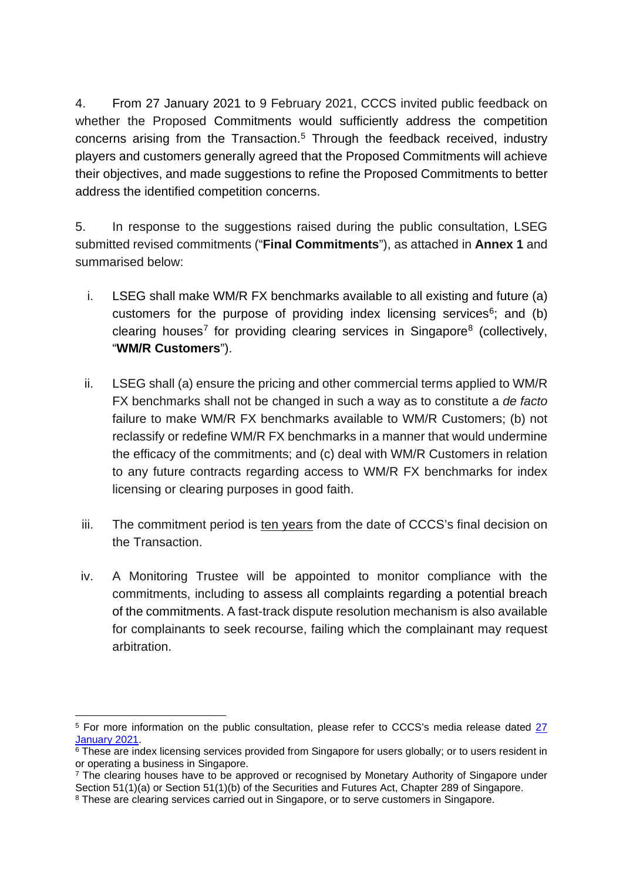4. From 27 January 2021 to 9 February 2021, CCCS invited public feedback on whether the Proposed Commitments would sufficiently address the competition concerns arising from the Transaction.[5] Through the feedback received, industry players and customers generally agreed that the Proposed Commitments will achieve their objectives, and made suggestions to refine the Proposed Commitments to better address the identified competition concerns.

5. In response to the suggestions raised during the public consultation, LSEG submitted revised commitments ("**Final Commitments**"), as attached in **Annex 1** and summarised below:

i. LSEG shall make WM/R FX benchmarks available to all existing and future (a) customers for the purpose of providing index licensing services[6]; and (b) clearing houses[7] for providing clearing services in Singapore[8] (collectively, "**WM/R Customers**").

ii. LSEG shall (a) ensure the pricing and other commercial terms applied to WM/R FX benchmarks shall not be changed in such a way as to constitute a *de facto* failure to make WM/R FX benchmarks available to WM/R Customers; (b) not reclassify or redefine WM/R FX benchmarks in a manner that would undermine the efficacy of the commitments; and (c) deal with WM/R Customers in relation to any future contracts regarding access to WM/R FX benchmarks for index licensing or clearing purposes in good faith.

iii. The commitment period is ten years from the date of CCCS's final decision on the Transaction.

iv. A Monitoring Trustee will be appointed to monitor compliance with the commitments, including to assess all complaints regarding a potential breach of the commitments. A fast-track dispute resolution mechanism is also available for complainants to seek recourse, failing which the complainant may request arbitration.

---

[5] For more information on the public consultation, please refer to CCCS's media release dated 27 January 2021.

[6] These are index licensing services provided from Singapore for users globally; or to users resident in or operating a business in Singapore.

[7] The clearing houses have to be approved or recognised by Monetary Authority of Singapore under Section 51(1)(a) or Section 51(1)(b) of the Securities and Futures Act, Chapter 289 of Singapore.

[8] These are clearing services carried out in Singapore, or to serve customers in Singapore.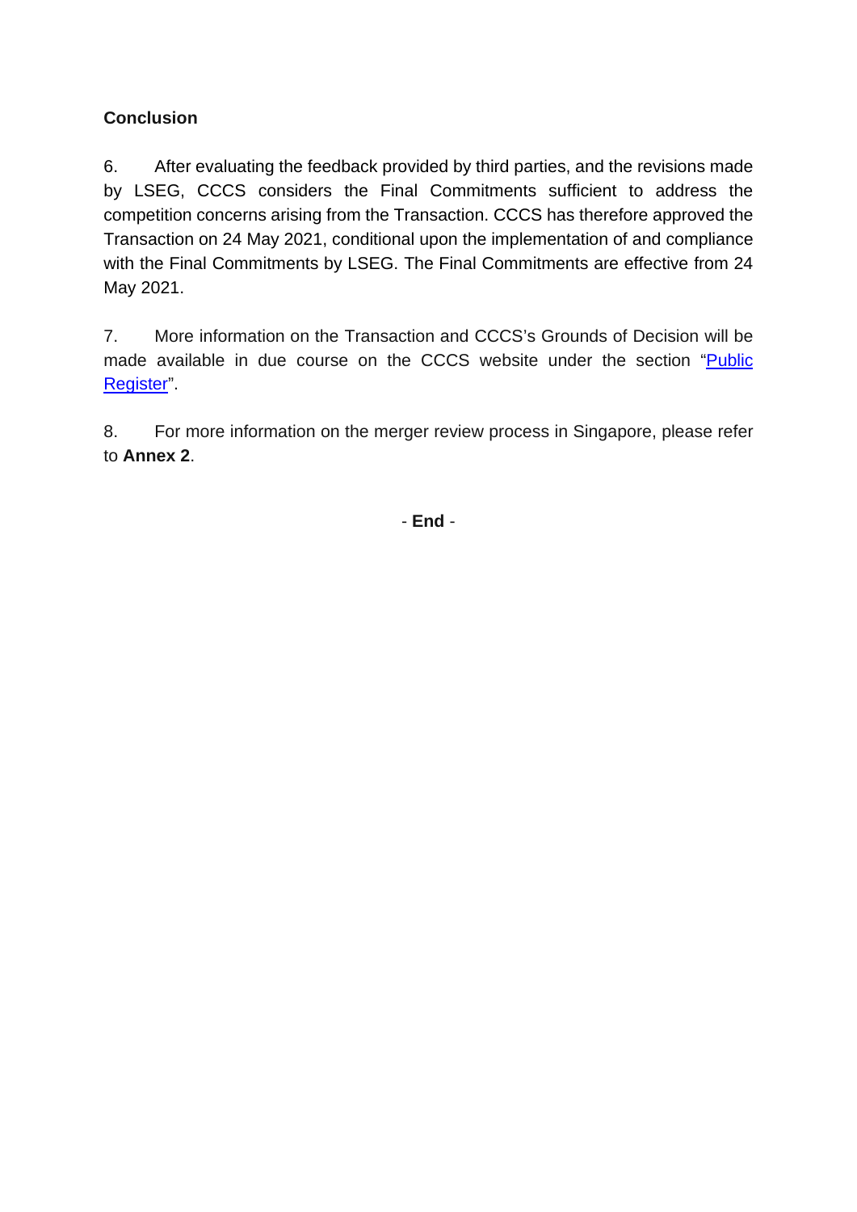**Conclusion**

6. After evaluating the feedback provided by third parties, and the revisions made by LSEG, CCCS considers the Final Commitments sufficient to address the competition concerns arising from the Transaction. CCCS has therefore approved the Transaction on 24 May 2021, conditional upon the implementation of and compliance with the Final Commitments by LSEG. The Final Commitments are effective from 24 May 2021.

7. More information on the Transaction and CCCS's Grounds of Decision will be made available in due course on the CCCS website under the section "Public Register".

8. For more information on the merger review process in Singapore, please refer to **Annex 2**.

- **End** -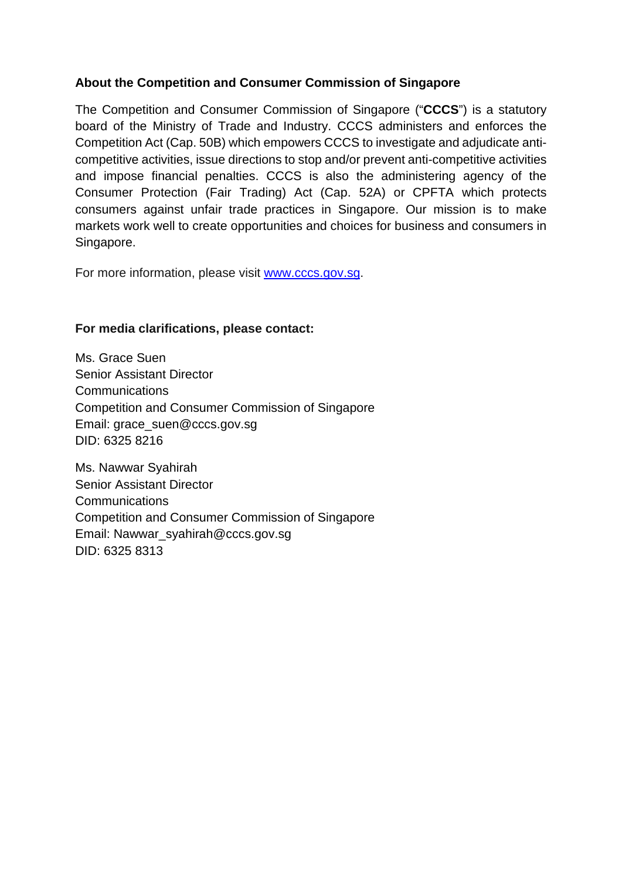**About the Competition and Consumer Commission of Singapore**

The Competition and Consumer Commission of Singapore ("**CCCS**") is a statutory board of the Ministry of Trade and Industry. CCCS administers and enforces the Competition Act (Cap. 50B) which empowers CCCS to investigate and adjudicate anti-competitive activities, issue directions to stop and/or prevent anti-competitive activities and impose financial penalties. CCCS is also the administering agency of the Consumer Protection (Fair Trading) Act (Cap. 52A) or CPFTA which protects consumers against unfair trade practices in Singapore. Our mission is to make markets work well to create opportunities and choices for business and consumers in Singapore.

For more information, please visit www.cccs.gov.sg.

**For media clarifications, please contact:**

Ms. Grace Suen
Senior Assistant Director
Communications
Competition and Consumer Commission of Singapore
Email: grace_suen@cccs.gov.sg
DID: 6325 8216

Ms. Nawwar Syahirah
Senior Assistant Director
Communications
Competition and Consumer Commission of Singapore
Email: Nawwar_syahirah@cccs.gov.sg
DID: 6325 8313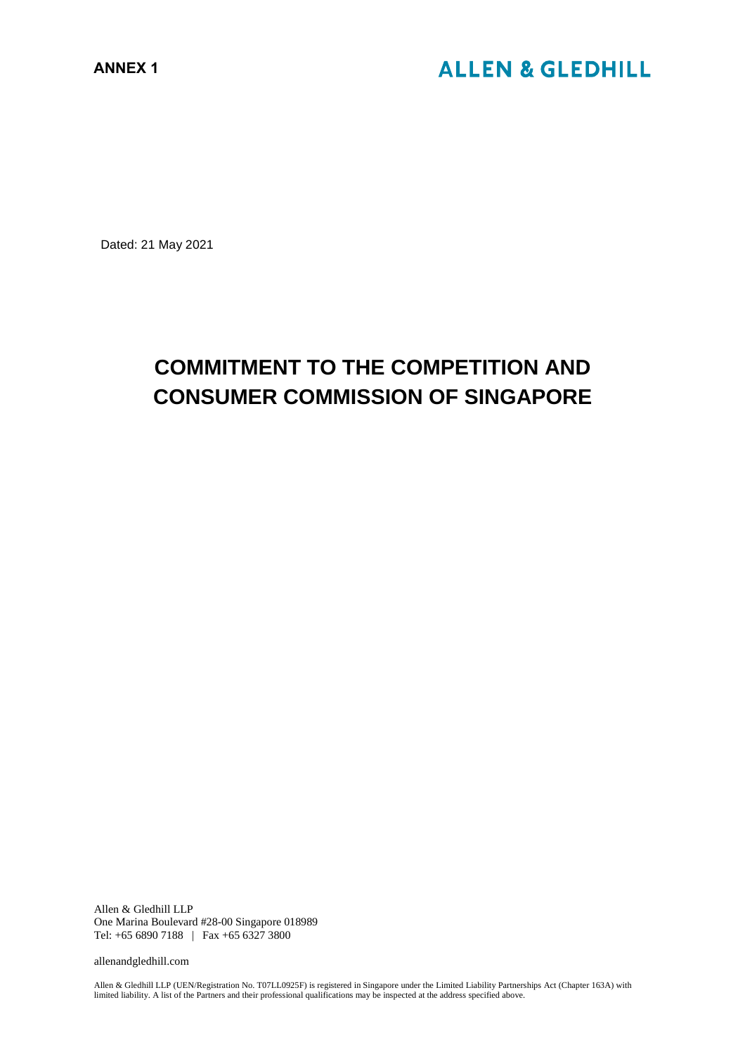**ANNEX 1**

**ALLEN & GLEDHILL**

Dated: 21 May 2021

# COMMITMENT TO THE COMPETITION AND CONSUMER COMMISSION OF SINGAPORE

Allen & Gledhill LLP
One Marina Boulevard #28-00 Singapore 018989
Tel: +65 6890 7188 | Fax +65 6327 3800

allenandgledhill.com

Allen & Gledhill LLP (UEN/Registration No. T07LL0925F) is registered in Singapore under the Limited Liability Partnerships Act (Chapter 163A) with limited liability. A list of the Partners and their professional qualifications may be inspected at the address specified above.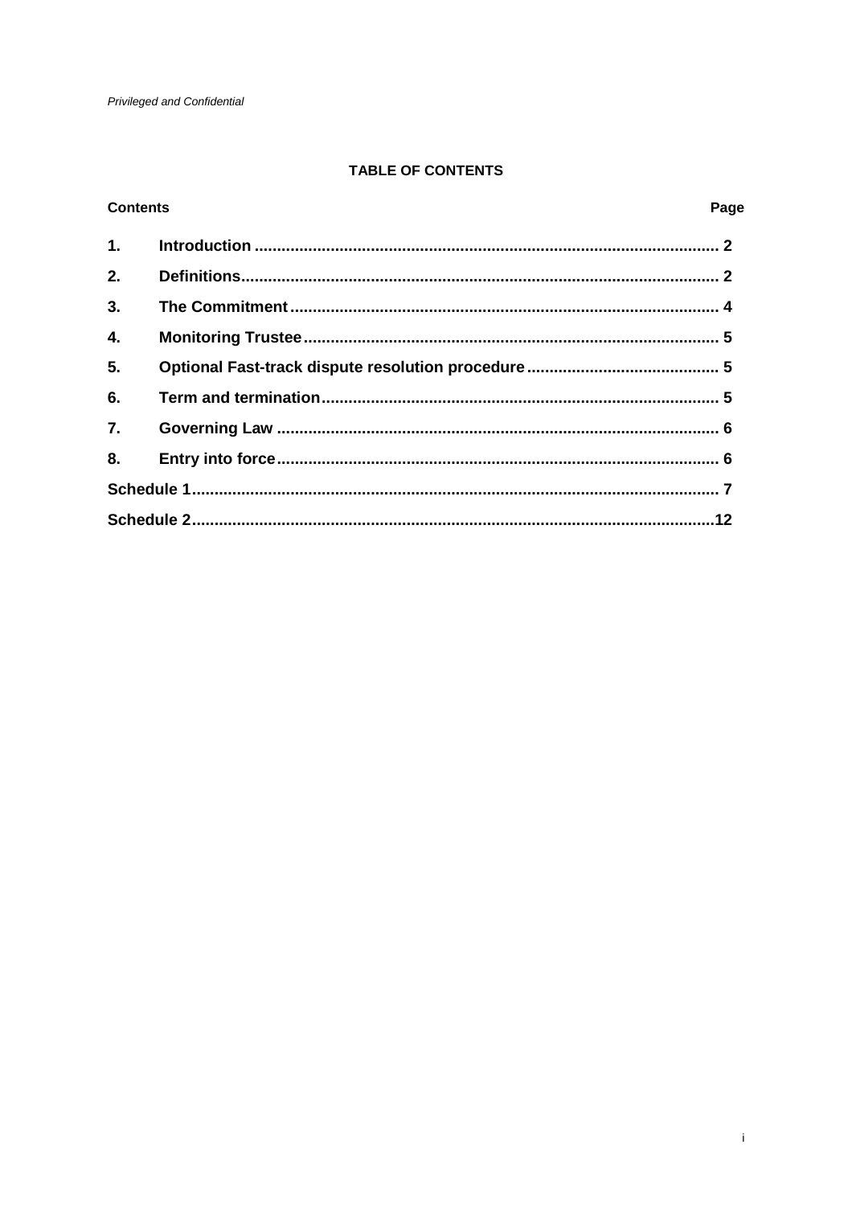*Privileged and Confidential*

# TABLE OF CONTENTS

| Contents | | Page |
|---|---|---|
| **1.** | **Introduction** | **2** |
| **2.** | **Definitions** | **2** |
| **3.** | **The Commitment** | **4** |
| **4.** | **Monitoring Trustee** | **5** |
| **5.** | **Optional Fast-track dispute resolution procedure** | **5** |
| **6.** | **Term and termination** | **5** |
| **7.** | **Governing Law** | **6** |
| **8.** | **Entry into force** | **6** |
| **Schedule 1** | | **7** |
| **Schedule 2** | | **12** |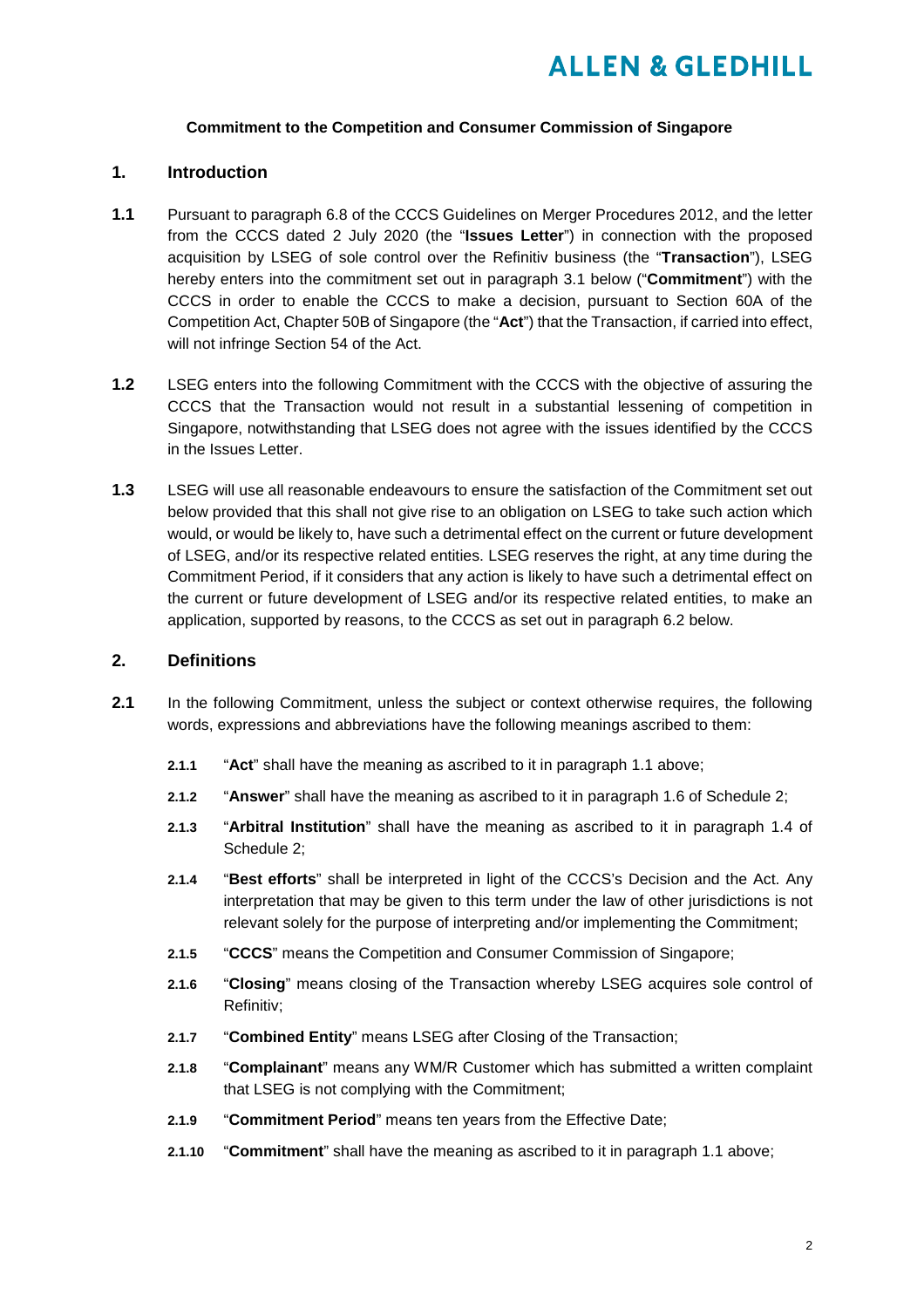**Commitment to the Competition and Consumer Commission of Singapore**

## 1. Introduction

**1.1** Pursuant to paragraph 6.8 of the CCCS Guidelines on Merger Procedures 2012, and the letter from the CCCS dated 2 July 2020 (the "**Issues Letter**") in connection with the proposed acquisition by LSEG of sole control over the Refinitiv business (the "**Transaction**"), LSEG hereby enters into the commitment set out in paragraph 3.1 below ("**Commitment**") with the CCCS in order to enable the CCCS to make a decision, pursuant to Section 60A of the Competition Act, Chapter 50B of Singapore (the "**Act**") that the Transaction, if carried into effect, will not infringe Section 54 of the Act.

**1.2** LSEG enters into the following Commitment with the CCCS with the objective of assuring the CCCS that the Transaction would not result in a substantial lessening of competition in Singapore, notwithstanding that LSEG does not agree with the issues identified by the CCCS in the Issues Letter.

**1.3** LSEG will use all reasonable endeavours to ensure the satisfaction of the Commitment set out below provided that this shall not give rise to an obligation on LSEG to take such action which would, or would be likely to, have such a detrimental effect on the current or future development of LSEG, and/or its respective related entities. LSEG reserves the right, at any time during the Commitment Period, if it considers that any action is likely to have such a detrimental effect on the current or future development of LSEG and/or its respective related entities, to make an application, supported by reasons, to the CCCS as set out in paragraph 6.2 below.

## 2. Definitions

**2.1** In the following Commitment, unless the subject or context otherwise requires, the following words, expressions and abbreviations have the following meanings ascribed to them:

**2.1.1** "**Act**" shall have the meaning as ascribed to it in paragraph 1.1 above;

**2.1.2** "**Answer**" shall have the meaning as ascribed to it in paragraph 1.6 of Schedule 2;

**2.1.3** "**Arbitral Institution**" shall have the meaning as ascribed to it in paragraph 1.4 of Schedule 2;

**2.1.4** "**Best efforts**" shall be interpreted in light of the CCCS's Decision and the Act. Any interpretation that may be given to this term under the law of other jurisdictions is not relevant solely for the purpose of interpreting and/or implementing the Commitment;

**2.1.5** "**CCCS**" means the Competition and Consumer Commission of Singapore;

**2.1.6** "**Closing**" means closing of the Transaction whereby LSEG acquires sole control of Refinitiv;

**2.1.7** "**Combined Entity**" means LSEG after Closing of the Transaction;

**2.1.8** "**Complainant**" means any WM/R Customer which has submitted a written complaint that LSEG is not complying with the Commitment;

**2.1.9** "**Commitment Period**" means ten years from the Effective Date;

**2.1.10** "**Commitment**" shall have the meaning as ascribed to it in paragraph 1.1 above;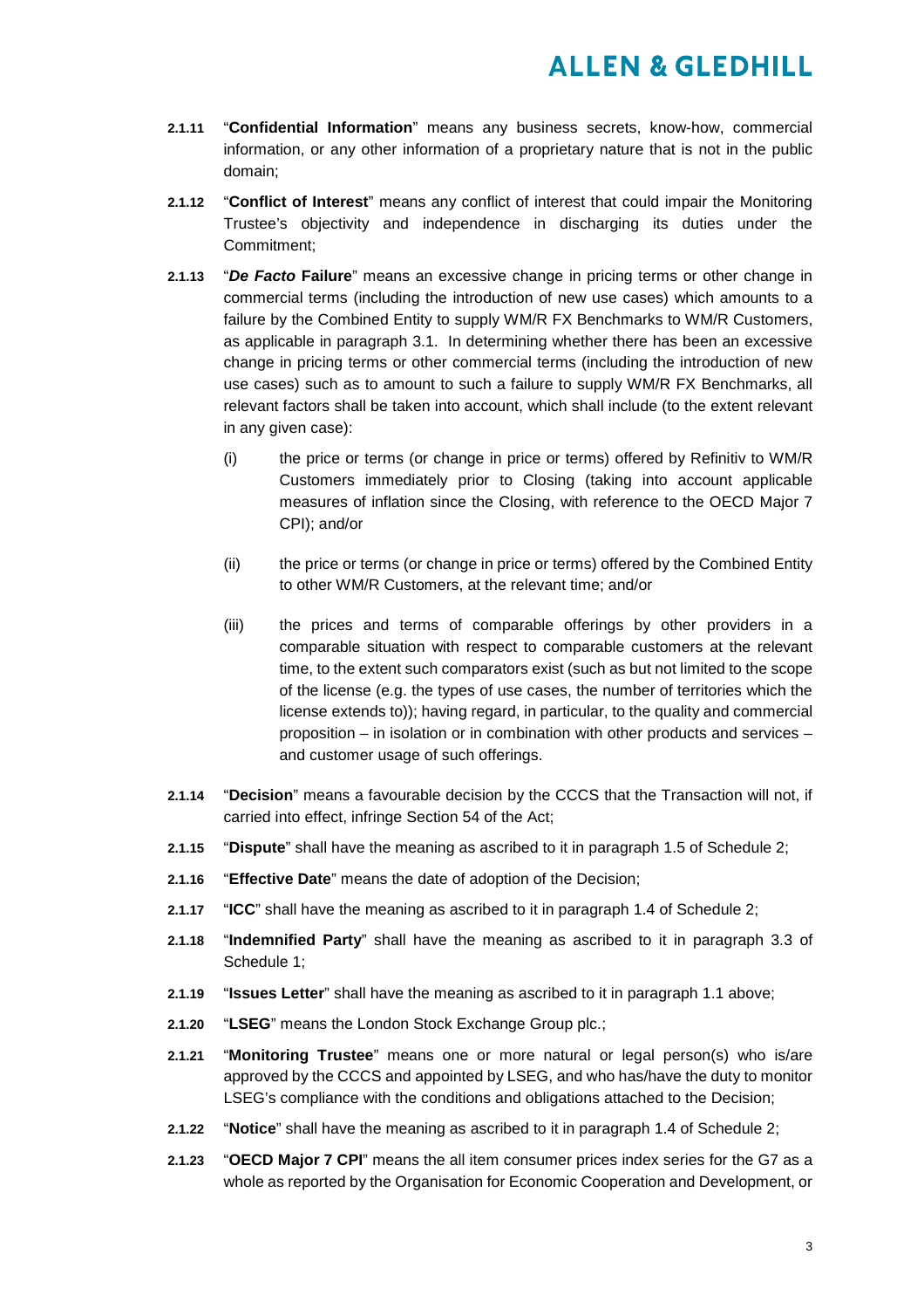**2.1.11** "**Confidential Information**" means any business secrets, know-how, commercial information, or any other information of a proprietary nature that is not in the public domain;

**2.1.12** "**Conflict of Interest**" means any conflict of interest that could impair the Monitoring Trustee's objectivity and independence in discharging its duties under the Commitment;

**2.1.13** "***De Facto* Failure**" means an excessive change in pricing terms or other change in commercial terms (including the introduction of new use cases) which amounts to a failure by the Combined Entity to supply WM/R FX Benchmarks to WM/R Customers, as applicable in paragraph 3.1. In determining whether there has been an excessive change in pricing terms or other commercial terms (including the introduction of new use cases) such as to amount to such a failure to supply WM/R FX Benchmarks, all relevant factors shall be taken into account, which shall include (to the extent relevant in any given case):

(i) the price or terms (or change in price or terms) offered by Refinitiv to WM/R Customers immediately prior to Closing (taking into account applicable measures of inflation since the Closing, with reference to the OECD Major 7 CPI); and/or

(ii) the price or terms (or change in price or terms) offered by the Combined Entity to other WM/R Customers, at the relevant time; and/or

(iii) the prices and terms of comparable offerings by other providers in a comparable situation with respect to comparable customers at the relevant time, to the extent such comparators exist (such as but not limited to the scope of the license (e.g. the types of use cases, the number of territories which the license extends to)); having regard, in particular, to the quality and commercial proposition – in isolation or in combination with other products and services – and customer usage of such offerings.

**2.1.14** "**Decision**" means a favourable decision by the CCCS that the Transaction will not, if carried into effect, infringe Section 54 of the Act;

**2.1.15** "**Dispute**" shall have the meaning as ascribed to it in paragraph 1.5 of Schedule 2;

**2.1.16** "**Effective Date**" means the date of adoption of the Decision;

**2.1.17** "**ICC**" shall have the meaning as ascribed to it in paragraph 1.4 of Schedule 2;

**2.1.18** "**Indemnified Party**" shall have the meaning as ascribed to it in paragraph 3.3 of Schedule 1;

**2.1.19** "**Issues Letter**" shall have the meaning as ascribed to it in paragraph 1.1 above;

**2.1.20** "**LSEG**" means the London Stock Exchange Group plc.;

**2.1.21** "**Monitoring Trustee**" means one or more natural or legal person(s) who is/are approved by the CCCS and appointed by LSEG, and who has/have the duty to monitor LSEG's compliance with the conditions and obligations attached to the Decision;

**2.1.22** "**Notice**" shall have the meaning as ascribed to it in paragraph 1.4 of Schedule 2;

**2.1.23** "**OECD Major 7 CPI**" means the all item consumer prices index series for the G7 as a whole as reported by the Organisation for Economic Cooperation and Development, or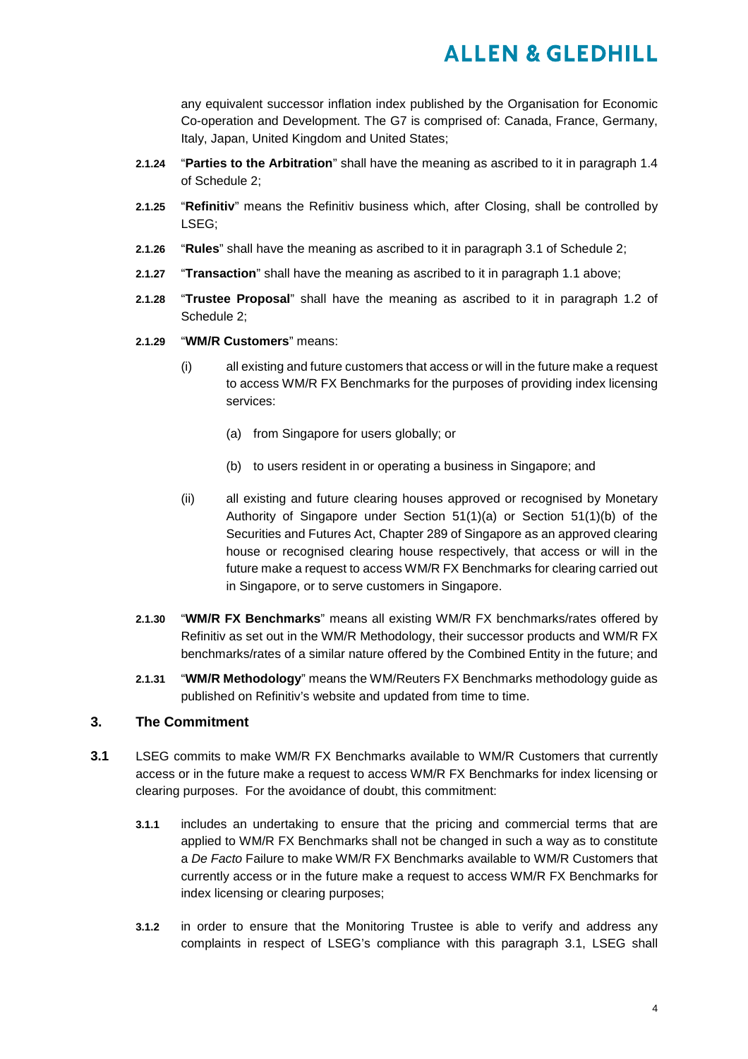any equivalent successor inflation index published by the Organisation for Economic Co-operation and Development. The G7 is comprised of: Canada, France, Germany, Italy, Japan, United Kingdom and United States;

**2.1.24** "**Parties to the Arbitration**" shall have the meaning as ascribed to it in paragraph 1.4 of Schedule 2;

**2.1.25** "**Refinitiv**" means the Refinitiv business which, after Closing, shall be controlled by LSEG;

**2.1.26** "**Rules**" shall have the meaning as ascribed to it in paragraph 3.1 of Schedule 2;

**2.1.27** "**Transaction**" shall have the meaning as ascribed to it in paragraph 1.1 above;

**2.1.28** "**Trustee Proposal**" shall have the meaning as ascribed to it in paragraph 1.2 of Schedule 2;

**2.1.29** "**WM/R Customers**" means:

(i) all existing and future customers that access or will in the future make a request to access WM/R FX Benchmarks for the purposes of providing index licensing services:

(a) from Singapore for users globally; or

(b) to users resident in or operating a business in Singapore; and

(ii) all existing and future clearing houses approved or recognised by Monetary Authority of Singapore under Section 51(1)(a) or Section 51(1)(b) of the Securities and Futures Act, Chapter 289 of Singapore as an approved clearing house or recognised clearing house respectively, that access or will in the future make a request to access WM/R FX Benchmarks for clearing carried out in Singapore, or to serve customers in Singapore.

**2.1.30** "**WM/R FX Benchmarks**" means all existing WM/R FX benchmarks/rates offered by Refinitiv as set out in the WM/R Methodology, their successor products and WM/R FX benchmarks/rates of a similar nature offered by the Combined Entity in the future; and

**2.1.31** "**WM/R Methodology**" means the WM/Reuters FX Benchmarks methodology guide as published on Refinitiv's website and updated from time to time.

## 3. The Commitment

**3.1** LSEG commits to make WM/R FX Benchmarks available to WM/R Customers that currently access or in the future make a request to access WM/R FX Benchmarks for index licensing or clearing purposes. For the avoidance of doubt, this commitment:

**3.1.1** includes an undertaking to ensure that the pricing and commercial terms that are applied to WM/R FX Benchmarks shall not be changed in such a way as to constitute a *De Facto* Failure to make WM/R FX Benchmarks available to WM/R Customers that currently access or in the future make a request to access WM/R FX Benchmarks for index licensing or clearing purposes;

**3.1.2** in order to ensure that the Monitoring Trustee is able to verify and address any complaints in respect of LSEG's compliance with this paragraph 3.1, LSEG shall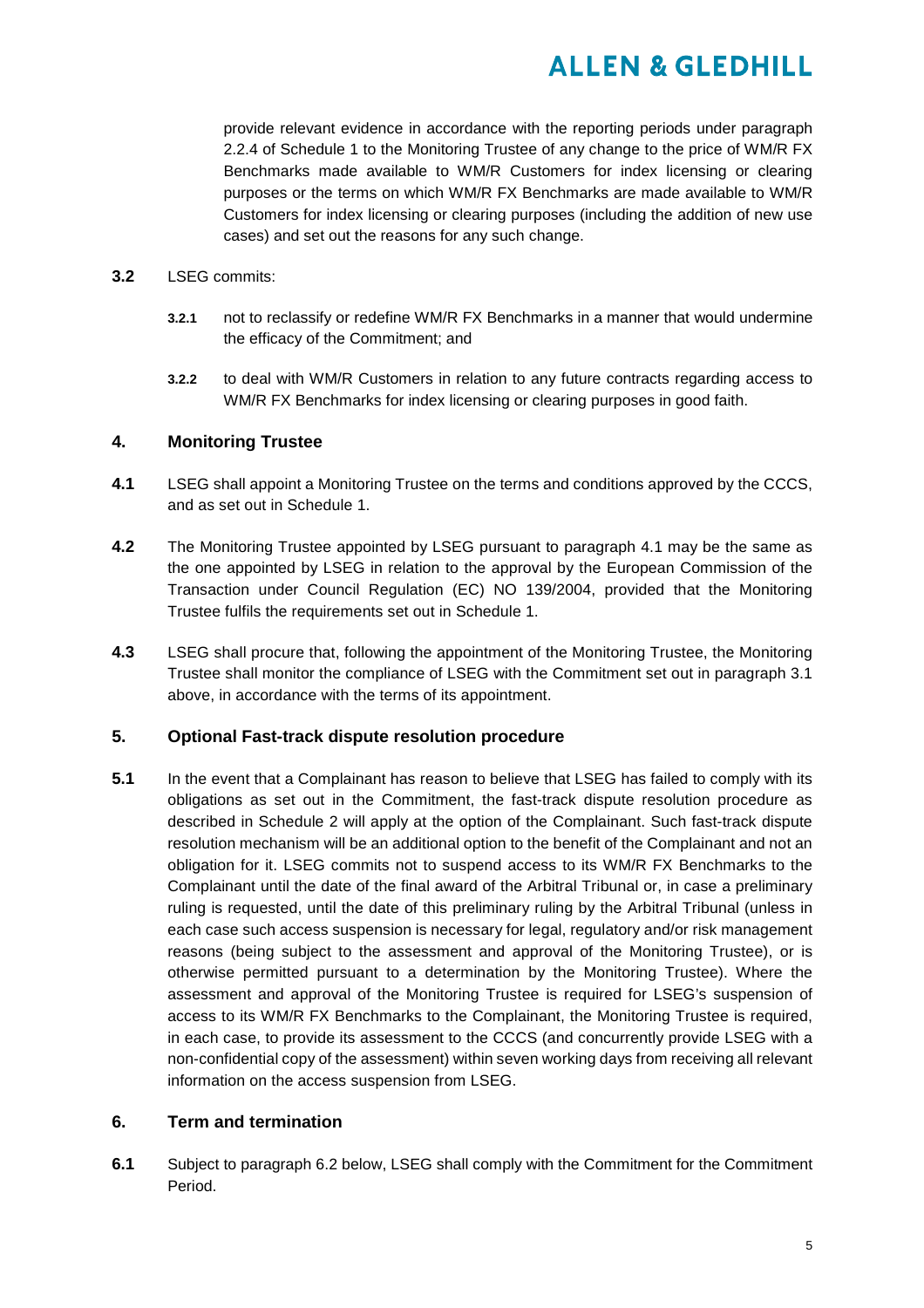provide relevant evidence in accordance with the reporting periods under paragraph 2.2.4 of Schedule 1 to the Monitoring Trustee of any change to the price of WM/R FX Benchmarks made available to WM/R Customers for index licensing or clearing purposes or the terms on which WM/R FX Benchmarks are made available to WM/R Customers for index licensing or clearing purposes (including the addition of new use cases) and set out the reasons for any such change.

**3.2** LSEG commits:

**3.2.1** not to reclassify or redefine WM/R FX Benchmarks in a manner that would undermine the efficacy of the Commitment; and

**3.2.2** to deal with WM/R Customers in relation to any future contracts regarding access to WM/R FX Benchmarks for index licensing or clearing purposes in good faith.

## 4. Monitoring Trustee

**4.1** LSEG shall appoint a Monitoring Trustee on the terms and conditions approved by the CCCS, and as set out in Schedule 1.

**4.2** The Monitoring Trustee appointed by LSEG pursuant to paragraph 4.1 may be the same as the one appointed by LSEG in relation to the approval by the European Commission of the Transaction under Council Regulation (EC) NO 139/2004, provided that the Monitoring Trustee fulfils the requirements set out in Schedule 1.

**4.3** LSEG shall procure that, following the appointment of the Monitoring Trustee, the Monitoring Trustee shall monitor the compliance of LSEG with the Commitment set out in paragraph 3.1 above, in accordance with the terms of its appointment.

## 5. Optional Fast-track dispute resolution procedure

**5.1** In the event that a Complainant has reason to believe that LSEG has failed to comply with its obligations as set out in the Commitment, the fast-track dispute resolution procedure as described in Schedule 2 will apply at the option of the Complainant. Such fast-track dispute resolution mechanism will be an additional option to the benefit of the Complainant and not an obligation for it. LSEG commits not to suspend access to its WM/R FX Benchmarks to the Complainant until the date of the final award of the Arbitral Tribunal or, in case a preliminary ruling is requested, until the date of this preliminary ruling by the Arbitral Tribunal (unless in each case such access suspension is necessary for legal, regulatory and/or risk management reasons (being subject to the assessment and approval of the Monitoring Trustee), or is otherwise permitted pursuant to a determination by the Monitoring Trustee). Where the assessment and approval of the Monitoring Trustee is required for LSEG's suspension of access to its WM/R FX Benchmarks to the Complainant, the Monitoring Trustee is required, in each case, to provide its assessment to the CCCS (and concurrently provide LSEG with a non-confidential copy of the assessment) within seven working days from receiving all relevant information on the access suspension from LSEG.

## 6. Term and termination

**6.1** Subject to paragraph 6.2 below, LSEG shall comply with the Commitment for the Commitment Period.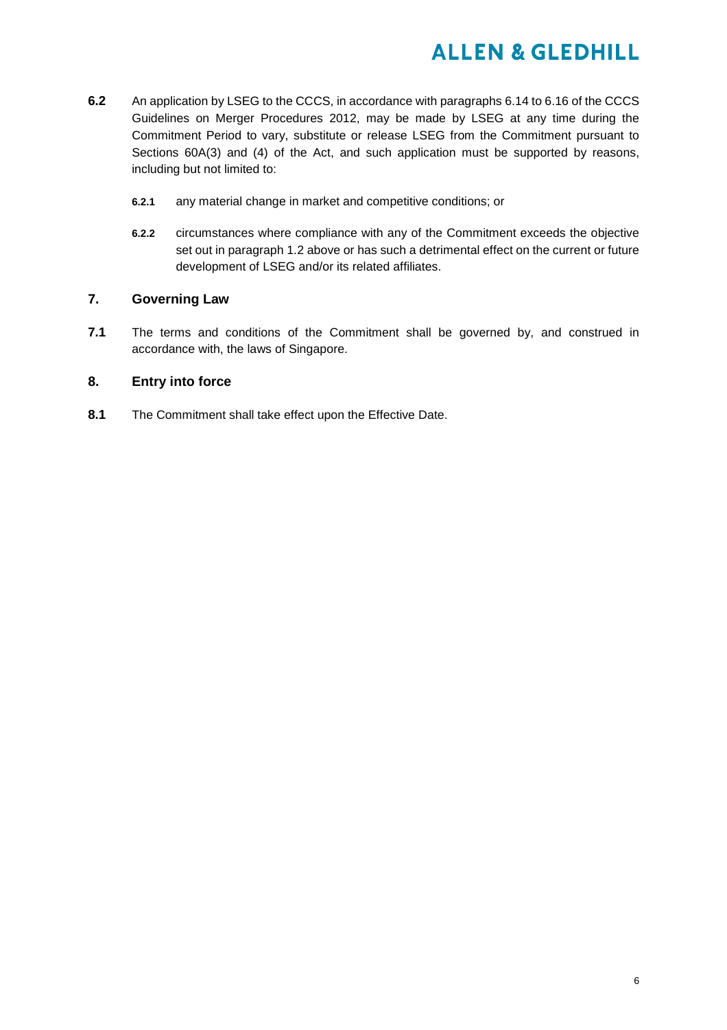**6.2** An application by LSEG to the CCCS, in accordance with paragraphs 6.14 to 6.16 of the CCCS Guidelines on Merger Procedures 2012, may be made by LSEG at any time during the Commitment Period to vary, substitute or release LSEG from the Commitment pursuant to Sections 60A(3) and (4) of the Act, and such application must be supported by reasons, including but not limited to:

> **6.2.1** any material change in market and competitive conditions; or
>
> **6.2.2** circumstances where compliance with any of the Commitment exceeds the objective set out in paragraph 1.2 above or has such a detrimental effect on the current or future development of LSEG and/or its related affiliates.

## 7. Governing Law

**7.1** The terms and conditions of the Commitment shall be governed by, and construed in accordance with, the laws of Singapore.

## 8. Entry into force

**8.1** The Commitment shall take effect upon the Effective Date.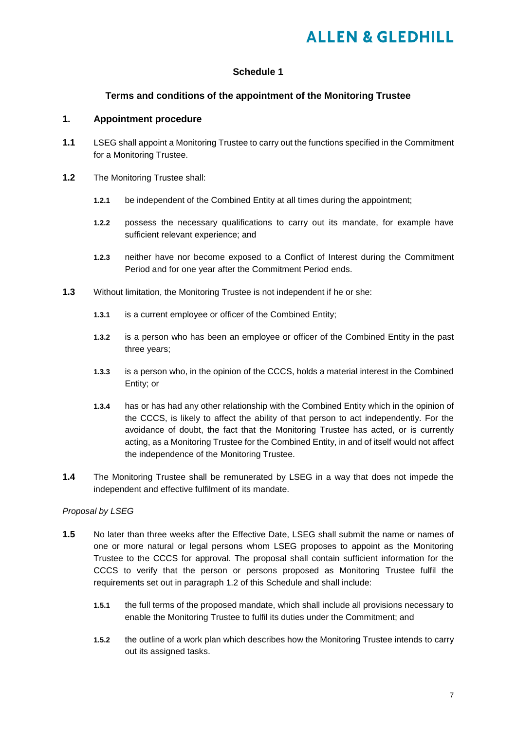## Schedule 1

### Terms and conditions of the appointment of the Monitoring Trustee

### 1. Appointment procedure

**1.1** LSEG shall appoint a Monitoring Trustee to carry out the functions specified in the Commitment for a Monitoring Trustee.

**1.2** The Monitoring Trustee shall:

**1.2.1** be independent of the Combined Entity at all times during the appointment;

**1.2.2** possess the necessary qualifications to carry out its mandate, for example have sufficient relevant experience; and

**1.2.3** neither have nor become exposed to a Conflict of Interest during the Commitment Period and for one year after the Commitment Period ends.

**1.3** Without limitation, the Monitoring Trustee is not independent if he or she:

**1.3.1** is a current employee or officer of the Combined Entity;

**1.3.2** is a person who has been an employee or officer of the Combined Entity in the past three years;

**1.3.3** is a person who, in the opinion of the CCCS, holds a material interest in the Combined Entity; or

**1.3.4** has or has had any other relationship with the Combined Entity which in the opinion of the CCCS, is likely to affect the ability of that person to act independently. For the avoidance of doubt, the fact that the Monitoring Trustee has acted, or is currently acting, as a Monitoring Trustee for the Combined Entity, in and of itself would not affect the independence of the Monitoring Trustee.

**1.4** The Monitoring Trustee shall be remunerated by LSEG in a way that does not impede the independent and effective fulfilment of its mandate.

*Proposal by LSEG*

**1.5** No later than three weeks after the Effective Date, LSEG shall submit the name or names of one or more natural or legal persons whom LSEG proposes to appoint as the Monitoring Trustee to the CCCS for approval. The proposal shall contain sufficient information for the CCCS to verify that the person or persons proposed as Monitoring Trustee fulfil the requirements set out in paragraph 1.2 of this Schedule and shall include:

**1.5.1** the full terms of the proposed mandate, which shall include all provisions necessary to enable the Monitoring Trustee to fulfil its duties under the Commitment; and

**1.5.2** the outline of a work plan which describes how the Monitoring Trustee intends to carry out its assigned tasks.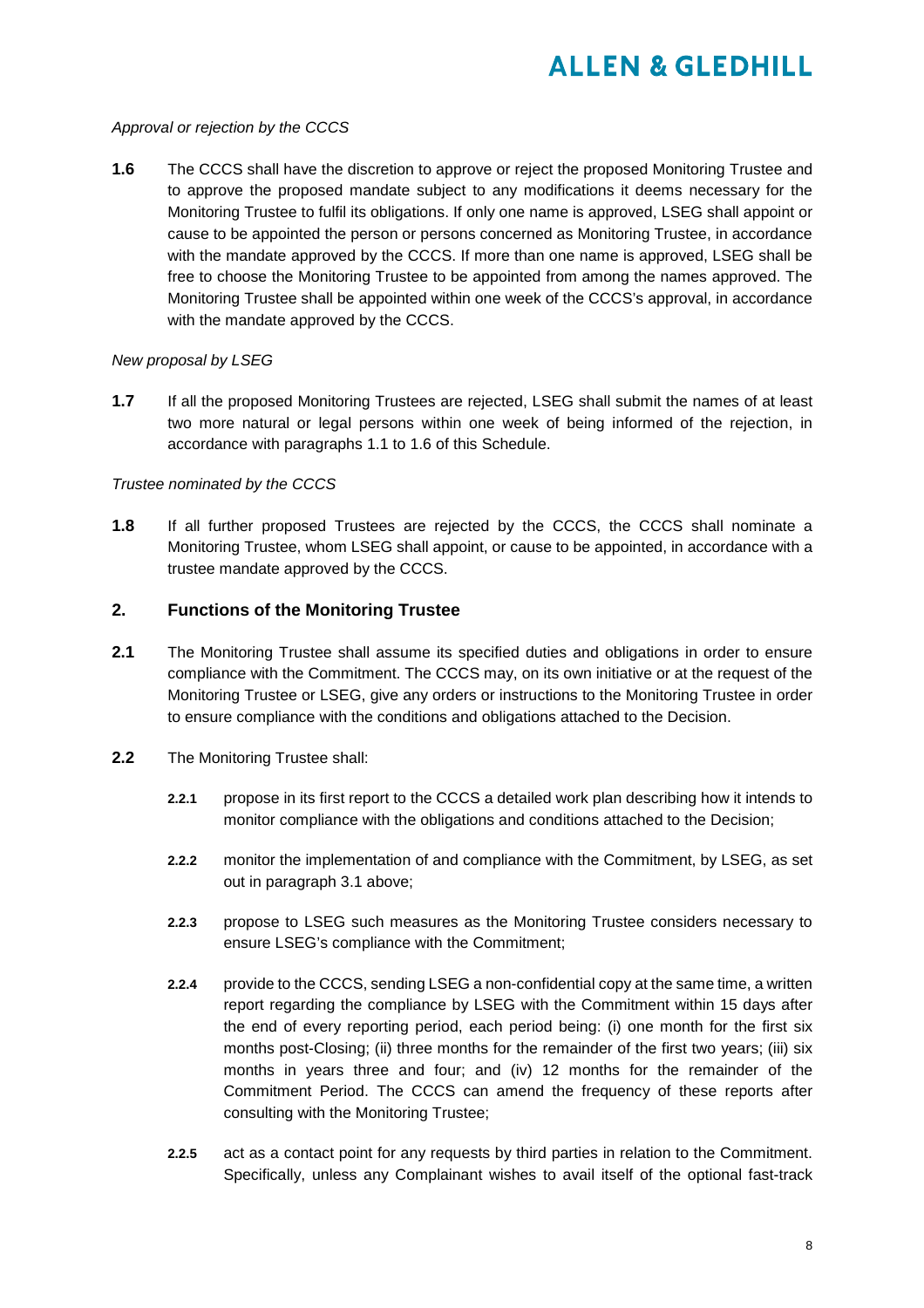*Approval or rejection by the CCCS*

**1.6** The CCCS shall have the discretion to approve or reject the proposed Monitoring Trustee and to approve the proposed mandate subject to any modifications it deems necessary for the Monitoring Trustee to fulfil its obligations. If only one name is approved, LSEG shall appoint or cause to be appointed the person or persons concerned as Monitoring Trustee, in accordance with the mandate approved by the CCCS. If more than one name is approved, LSEG shall be free to choose the Monitoring Trustee to be appointed from among the names approved. The Monitoring Trustee shall be appointed within one week of the CCCS's approval, in accordance with the mandate approved by the CCCS.

*New proposal by LSEG*

**1.7** If all the proposed Monitoring Trustees are rejected, LSEG shall submit the names of at least two more natural or legal persons within one week of being informed of the rejection, in accordance with paragraphs 1.1 to 1.6 of this Schedule.

*Trustee nominated by the CCCS*

**1.8** If all further proposed Trustees are rejected by the CCCS, the CCCS shall nominate a Monitoring Trustee, whom LSEG shall appoint, or cause to be appointed, in accordance with a trustee mandate approved by the CCCS.

## 2. Functions of the Monitoring Trustee

**2.1** The Monitoring Trustee shall assume its specified duties and obligations in order to ensure compliance with the Commitment. The CCCS may, on its own initiative or at the request of the Monitoring Trustee or LSEG, give any orders or instructions to the Monitoring Trustee in order to ensure compliance with the conditions and obligations attached to the Decision.

**2.2** The Monitoring Trustee shall:

**2.2.1** propose in its first report to the CCCS a detailed work plan describing how it intends to monitor compliance with the obligations and conditions attached to the Decision;

**2.2.2** monitor the implementation of and compliance with the Commitment, by LSEG, as set out in paragraph 3.1 above;

**2.2.3** propose to LSEG such measures as the Monitoring Trustee considers necessary to ensure LSEG's compliance with the Commitment;

**2.2.4** provide to the CCCS, sending LSEG a non-confidential copy at the same time, a written report regarding the compliance by LSEG with the Commitment within 15 days after the end of every reporting period, each period being: (i) one month for the first six months post-Closing; (ii) three months for the remainder of the first two years; (iii) six months in years three and four; and (iv) 12 months for the remainder of the Commitment Period. The CCCS can amend the frequency of these reports after consulting with the Monitoring Trustee;

**2.2.5** act as a contact point for any requests by third parties in relation to the Commitment. Specifically, unless any Complainant wishes to avail itself of the optional fast-track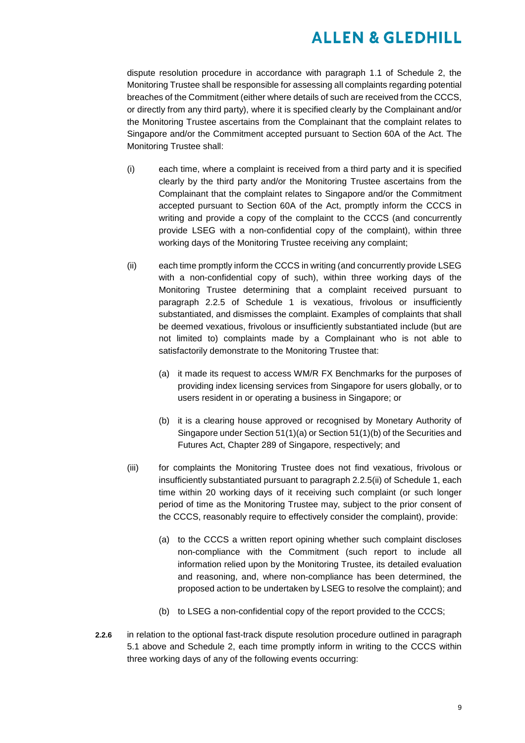dispute resolution procedure in accordance with paragraph 1.1 of Schedule 2, the Monitoring Trustee shall be responsible for assessing all complaints regarding potential breaches of the Commitment (either where details of such are received from the CCCS, or directly from any third party), where it is specified clearly by the Complainant and/or the Monitoring Trustee ascertains from the Complainant that the complaint relates to Singapore and/or the Commitment accepted pursuant to Section 60A of the Act. The Monitoring Trustee shall:

(i) each time, where a complaint is received from a third party and it is specified clearly by the third party and/or the Monitoring Trustee ascertains from the Complainant that the complaint relates to Singapore and/or the Commitment accepted pursuant to Section 60A of the Act, promptly inform the CCCS in writing and provide a copy of the complaint to the CCCS (and concurrently provide LSEG with a non-confidential copy of the complaint), within three working days of the Monitoring Trustee receiving any complaint;

(ii) each time promptly inform the CCCS in writing (and concurrently provide LSEG with a non-confidential copy of such), within three working days of the Monitoring Trustee determining that a complaint received pursuant to paragraph 2.2.5 of Schedule 1 is vexatious, frivolous or insufficiently substantiated, and dismisses the complaint. Examples of complaints that shall be deemed vexatious, frivolous or insufficiently substantiated include (but are not limited to) complaints made by a Complainant who is not able to satisfactorily demonstrate to the Monitoring Trustee that:

   (a) it made its request to access WM/R FX Benchmarks for the purposes of providing index licensing services from Singapore for users globally, or to users resident in or operating a business in Singapore; or

   (b) it is a clearing house approved or recognised by Monetary Authority of Singapore under Section 51(1)(a) or Section 51(1)(b) of the Securities and Futures Act, Chapter 289 of Singapore, respectively; and

(iii) for complaints the Monitoring Trustee does not find vexatious, frivolous or insufficiently substantiated pursuant to paragraph 2.2.5(ii) of Schedule 1, each time within 20 working days of it receiving such complaint (or such longer period of time as the Monitoring Trustee may, subject to the prior consent of the CCCS, reasonably require to effectively consider the complaint), provide:

   (a) to the CCCS a written report opining whether such complaint discloses non-compliance with the Commitment (such report to include all information relied upon by the Monitoring Trustee, its detailed evaluation and reasoning, and, where non-compliance has been determined, the proposed action to be undertaken by LSEG to resolve the complaint); and

   (b) to LSEG a non-confidential copy of the report provided to the CCCS;

**2.2.6** in relation to the optional fast-track dispute resolution procedure outlined in paragraph 5.1 above and Schedule 2, each time promptly inform in writing to the CCCS within three working days of any of the following events occurring: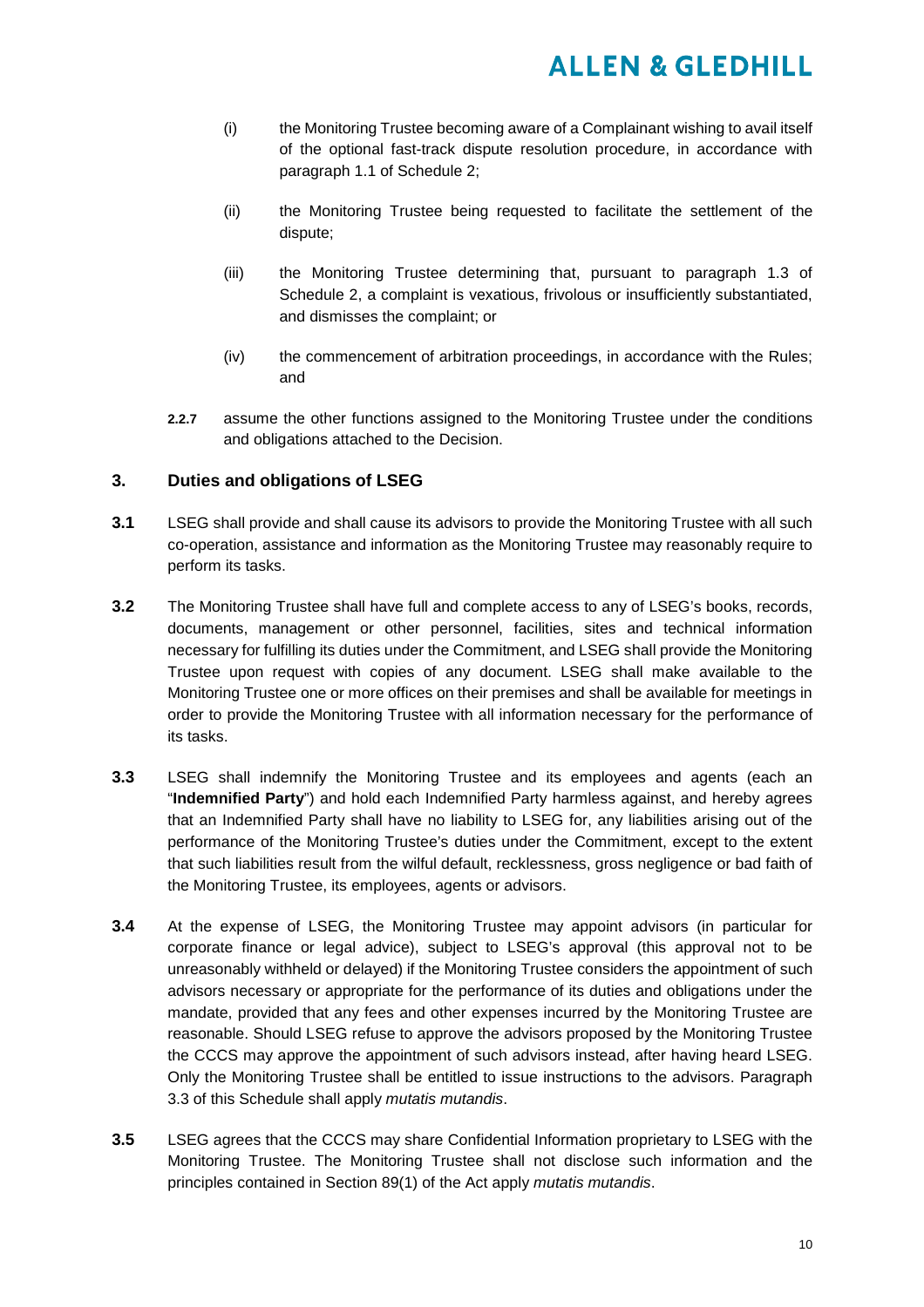(i) the Monitoring Trustee becoming aware of a Complainant wishing to avail itself of the optional fast-track dispute resolution procedure, in accordance with paragraph 1.1 of Schedule 2;

(ii) the Monitoring Trustee being requested to facilitate the settlement of the dispute;

(iii) the Monitoring Trustee determining that, pursuant to paragraph 1.3 of Schedule 2, a complaint is vexatious, frivolous or insufficiently substantiated, and dismisses the complaint; or

(iv) the commencement of arbitration proceedings, in accordance with the Rules; and

**2.2.7** assume the other functions assigned to the Monitoring Trustee under the conditions and obligations attached to the Decision.

## 3. Duties and obligations of LSEG

**3.1** LSEG shall provide and shall cause its advisors to provide the Monitoring Trustee with all such co-operation, assistance and information as the Monitoring Trustee may reasonably require to perform its tasks.

**3.2** The Monitoring Trustee shall have full and complete access to any of LSEG's books, records, documents, management or other personnel, facilities, sites and technical information necessary for fulfilling its duties under the Commitment, and LSEG shall provide the Monitoring Trustee upon request with copies of any document. LSEG shall make available to the Monitoring Trustee one or more offices on their premises and shall be available for meetings in order to provide the Monitoring Trustee with all information necessary for the performance of its tasks.

**3.3** LSEG shall indemnify the Monitoring Trustee and its employees and agents (each an "**Indemnified Party**") and hold each Indemnified Party harmless against, and hereby agrees that an Indemnified Party shall have no liability to LSEG for, any liabilities arising out of the performance of the Monitoring Trustee's duties under the Commitment, except to the extent that such liabilities result from the wilful default, recklessness, gross negligence or bad faith of the Monitoring Trustee, its employees, agents or advisors.

**3.4** At the expense of LSEG, the Monitoring Trustee may appoint advisors (in particular for corporate finance or legal advice), subject to LSEG's approval (this approval not to be unreasonably withheld or delayed) if the Monitoring Trustee considers the appointment of such advisors necessary or appropriate for the performance of its duties and obligations under the mandate, provided that any fees and other expenses incurred by the Monitoring Trustee are reasonable. Should LSEG refuse to approve the advisors proposed by the Monitoring Trustee the CCCS may approve the appointment of such advisors instead, after having heard LSEG. Only the Monitoring Trustee shall be entitled to issue instructions to the advisors. Paragraph 3.3 of this Schedule shall apply *mutatis mutandis*.

**3.5** LSEG agrees that the CCCS may share Confidential Information proprietary to LSEG with the Monitoring Trustee. The Monitoring Trustee shall not disclose such information and the principles contained in Section 89(1) of the Act apply *mutatis mutandis*.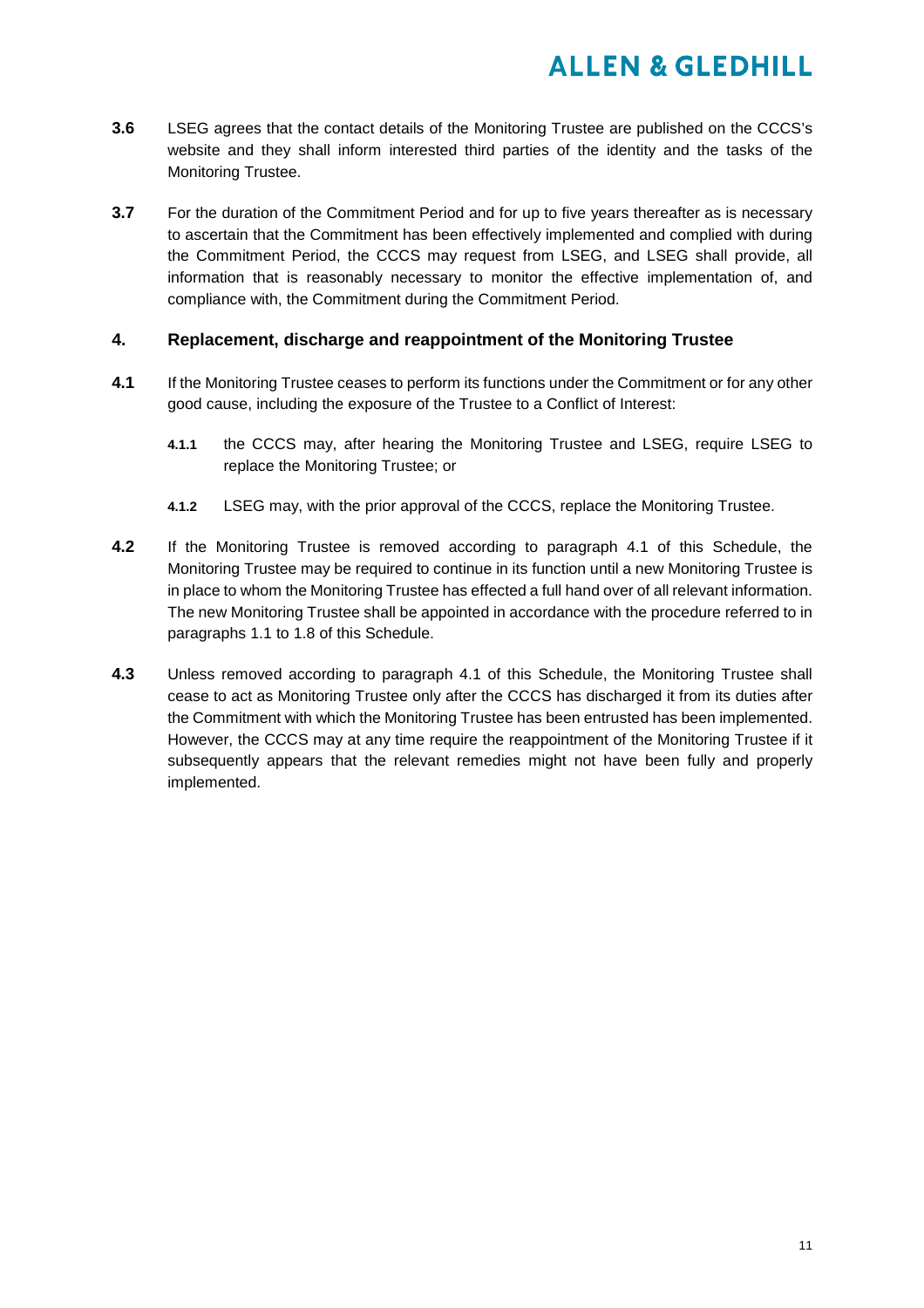**3.6** LSEG agrees that the contact details of the Monitoring Trustee are published on the CCCS's website and they shall inform interested third parties of the identity and the tasks of the Monitoring Trustee.

**3.7** For the duration of the Commitment Period and for up to five years thereafter as is necessary to ascertain that the Commitment has been effectively implemented and complied with during the Commitment Period, the CCCS may request from LSEG, and LSEG shall provide, all information that is reasonably necessary to monitor the effective implementation of, and compliance with, the Commitment during the Commitment Period.

## 4. Replacement, discharge and reappointment of the Monitoring Trustee

**4.1** If the Monitoring Trustee ceases to perform its functions under the Commitment or for any other good cause, including the exposure of the Trustee to a Conflict of Interest:

**4.1.1** the CCCS may, after hearing the Monitoring Trustee and LSEG, require LSEG to replace the Monitoring Trustee; or

**4.1.2** LSEG may, with the prior approval of the CCCS, replace the Monitoring Trustee.

**4.2** If the Monitoring Trustee is removed according to paragraph 4.1 of this Schedule, the Monitoring Trustee may be required to continue in its function until a new Monitoring Trustee is in place to whom the Monitoring Trustee has effected a full hand over of all relevant information. The new Monitoring Trustee shall be appointed in accordance with the procedure referred to in paragraphs 1.1 to 1.8 of this Schedule.

**4.3** Unless removed according to paragraph 4.1 of this Schedule, the Monitoring Trustee shall cease to act as Monitoring Trustee only after the CCCS has discharged it from its duties after the Commitment with which the Monitoring Trustee has been entrusted has been implemented. However, the CCCS may at any time require the reappointment of the Monitoring Trustee if it subsequently appears that the relevant remedies might not have been fully and properly implemented.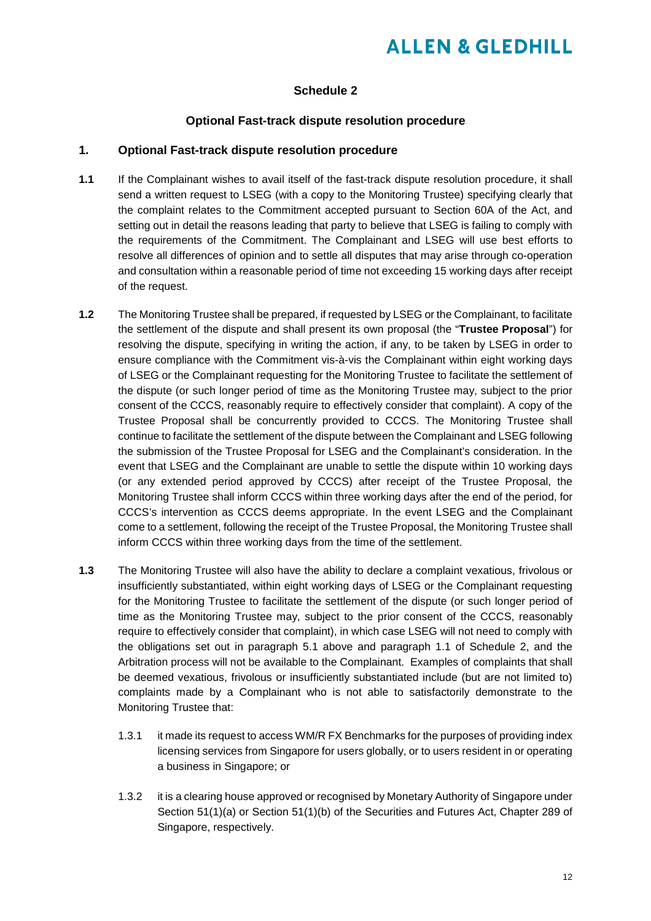## Schedule 2

### Optional Fast-track dispute resolution procedure

### 1. Optional Fast-track dispute resolution procedure

**1.1** If the Complainant wishes to avail itself of the fast-track dispute resolution procedure, it shall send a written request to LSEG (with a copy to the Monitoring Trustee) specifying clearly that the complaint relates to the Commitment accepted pursuant to Section 60A of the Act, and setting out in detail the reasons leading that party to believe that LSEG is failing to comply with the requirements of the Commitment. The Complainant and LSEG will use best efforts to resolve all differences of opinion and to settle all disputes that may arise through co-operation and consultation within a reasonable period of time not exceeding 15 working days after receipt of the request.

**1.2** The Monitoring Trustee shall be prepared, if requested by LSEG or the Complainant, to facilitate the settlement of the dispute and shall present its own proposal (the "**Trustee Proposal**") for resolving the dispute, specifying in writing the action, if any, to be taken by LSEG in order to ensure compliance with the Commitment vis-à-vis the Complainant within eight working days of LSEG or the Complainant requesting for the Monitoring Trustee to facilitate the settlement of the dispute (or such longer period of time as the Monitoring Trustee may, subject to the prior consent of the CCCS, reasonably require to effectively consider that complaint). A copy of the Trustee Proposal shall be concurrently provided to CCCS. The Monitoring Trustee shall continue to facilitate the settlement of the dispute between the Complainant and LSEG following the submission of the Trustee Proposal for LSEG and the Complainant's consideration. In the event that LSEG and the Complainant are unable to settle the dispute within 10 working days (or any extended period approved by CCCS) after receipt of the Trustee Proposal, the Monitoring Trustee shall inform CCCS within three working days after the end of the period, for CCCS's intervention as CCCS deems appropriate. In the event LSEG and the Complainant come to a settlement, following the receipt of the Trustee Proposal, the Monitoring Trustee shall inform CCCS within three working days from the time of the settlement.

**1.3** The Monitoring Trustee will also have the ability to declare a complaint vexatious, frivolous or insufficiently substantiated, within eight working days of LSEG or the Complainant requesting for the Monitoring Trustee to facilitate the settlement of the dispute (or such longer period of time as the Monitoring Trustee may, subject to the prior consent of the CCCS, reasonably require to effectively consider that complaint), in which case LSEG will not need to comply with the obligations set out in paragraph 5.1 above and paragraph 1.1 of Schedule 2, and the Arbitration process will not be available to the Complainant. Examples of complaints that shall be deemed vexatious, frivolous or insufficiently substantiated include (but are not limited to) complaints made by a Complainant who is not able to satisfactorily demonstrate to the Monitoring Trustee that:

1.3.1 it made its request to access WM/R FX Benchmarks for the purposes of providing index licensing services from Singapore for users globally, or to users resident in or operating a business in Singapore; or

1.3.2 it is a clearing house approved or recognised by Monetary Authority of Singapore under Section 51(1)(a) or Section 51(1)(b) of the Securities and Futures Act, Chapter 289 of Singapore, respectively.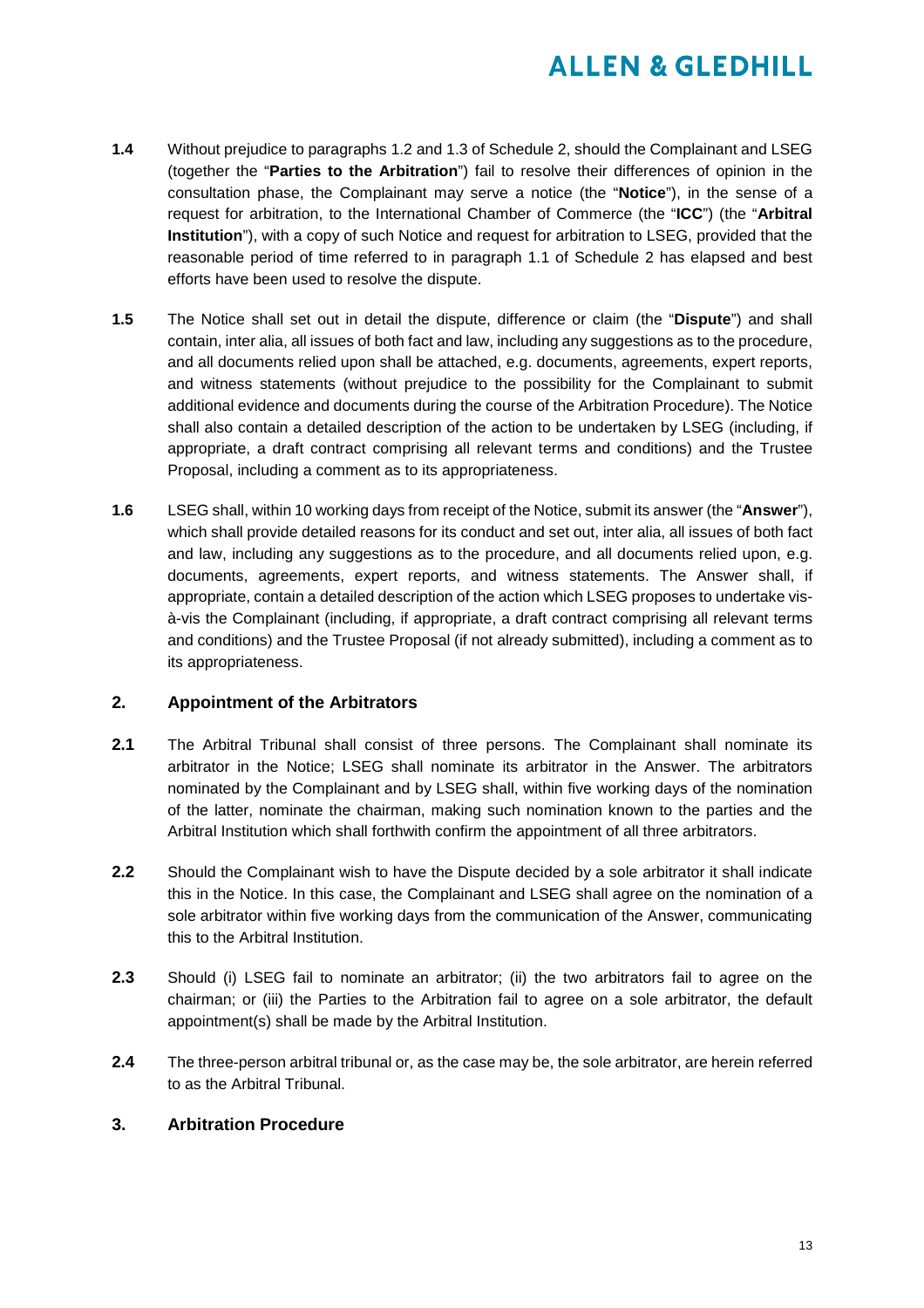**1.4** Without prejudice to paragraphs 1.2 and 1.3 of Schedule 2, should the Complainant and LSEG (together the "**Parties to the Arbitration**") fail to resolve their differences of opinion in the consultation phase, the Complainant may serve a notice (the "**Notice**"), in the sense of a request for arbitration, to the International Chamber of Commerce (the "**ICC**") (the "**Arbitral Institution**"), with a copy of such Notice and request for arbitration to LSEG, provided that the reasonable period of time referred to in paragraph 1.1 of Schedule 2 has elapsed and best efforts have been used to resolve the dispute.

**1.5** The Notice shall set out in detail the dispute, difference or claim (the "**Dispute**") and shall contain, inter alia, all issues of both fact and law, including any suggestions as to the procedure, and all documents relied upon shall be attached, e.g. documents, agreements, expert reports, and witness statements (without prejudice to the possibility for the Complainant to submit additional evidence and documents during the course of the Arbitration Procedure). The Notice shall also contain a detailed description of the action to be undertaken by LSEG (including, if appropriate, a draft contract comprising all relevant terms and conditions) and the Trustee Proposal, including a comment as to its appropriateness.

**1.6** LSEG shall, within 10 working days from receipt of the Notice, submit its answer (the "**Answer**"), which shall provide detailed reasons for its conduct and set out, inter alia, all issues of both fact and law, including any suggestions as to the procedure, and all documents relied upon, e.g. documents, agreements, expert reports, and witness statements. The Answer shall, if appropriate, contain a detailed description of the action which LSEG proposes to undertake vis-à-vis the Complainant (including, if appropriate, a draft contract comprising all relevant terms and conditions) and the Trustee Proposal (if not already submitted), including a comment as to its appropriateness.

## 2. Appointment of the Arbitrators

**2.1** The Arbitral Tribunal shall consist of three persons. The Complainant shall nominate its arbitrator in the Notice; LSEG shall nominate its arbitrator in the Answer. The arbitrators nominated by the Complainant and by LSEG shall, within five working days of the nomination of the latter, nominate the chairman, making such nomination known to the parties and the Arbitral Institution which shall forthwith confirm the appointment of all three arbitrators.

**2.2** Should the Complainant wish to have the Dispute decided by a sole arbitrator it shall indicate this in the Notice. In this case, the Complainant and LSEG shall agree on the nomination of a sole arbitrator within five working days from the communication of the Answer, communicating this to the Arbitral Institution.

**2.3** Should (i) LSEG fail to nominate an arbitrator; (ii) the two arbitrators fail to agree on the chairman; or (iii) the Parties to the Arbitration fail to agree on a sole arbitrator, the default appointment(s) shall be made by the Arbitral Institution.

**2.4** The three-person arbitral tribunal or, as the case may be, the sole arbitrator, are herein referred to as the Arbitral Tribunal.

## 3. Arbitration Procedure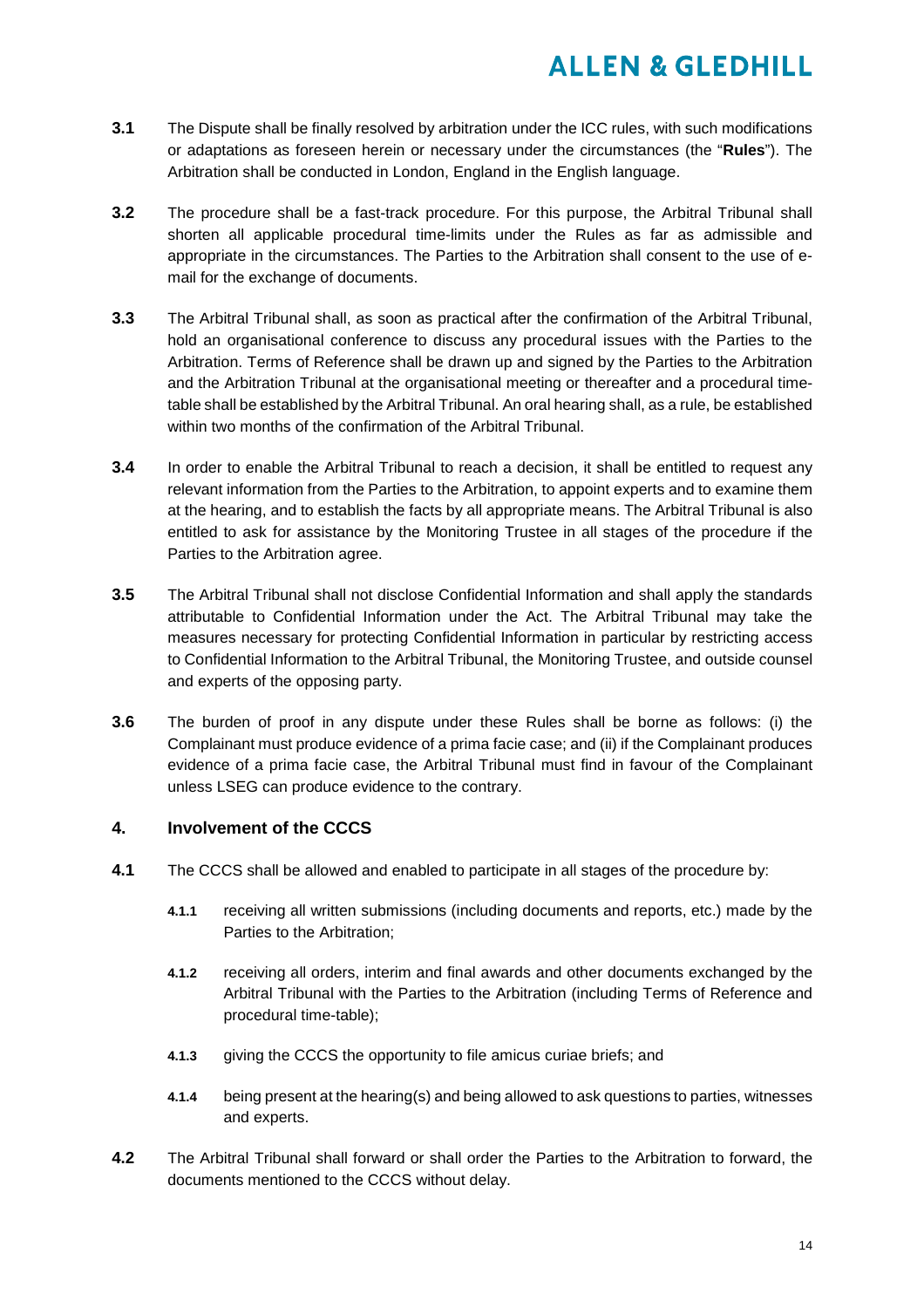**3.1** The Dispute shall be finally resolved by arbitration under the ICC rules, with such modifications or adaptations as foreseen herein or necessary under the circumstances (the "**Rules**"). The Arbitration shall be conducted in London, England in the English language.

**3.2** The procedure shall be a fast-track procedure. For this purpose, the Arbitral Tribunal shall shorten all applicable procedural time-limits under the Rules as far as admissible and appropriate in the circumstances. The Parties to the Arbitration shall consent to the use of e-mail for the exchange of documents.

**3.3** The Arbitral Tribunal shall, as soon as practical after the confirmation of the Arbitral Tribunal, hold an organisational conference to discuss any procedural issues with the Parties to the Arbitration. Terms of Reference shall be drawn up and signed by the Parties to the Arbitration and the Arbitration Tribunal at the organisational meeting or thereafter and a procedural time-table shall be established by the Arbitral Tribunal. An oral hearing shall, as a rule, be established within two months of the confirmation of the Arbitral Tribunal.

**3.4** In order to enable the Arbitral Tribunal to reach a decision, it shall be entitled to request any relevant information from the Parties to the Arbitration, to appoint experts and to examine them at the hearing, and to establish the facts by all appropriate means. The Arbitral Tribunal is also entitled to ask for assistance by the Monitoring Trustee in all stages of the procedure if the Parties to the Arbitration agree.

**3.5** The Arbitral Tribunal shall not disclose Confidential Information and shall apply the standards attributable to Confidential Information under the Act. The Arbitral Tribunal may take the measures necessary for protecting Confidential Information in particular by restricting access to Confidential Information to the Arbitral Tribunal, the Monitoring Trustee, and outside counsel and experts of the opposing party.

**3.6** The burden of proof in any dispute under these Rules shall be borne as follows: (i) the Complainant must produce evidence of a prima facie case; and (ii) if the Complainant produces evidence of a prima facie case, the Arbitral Tribunal must find in favour of the Complainant unless LSEG can produce evidence to the contrary.

## 4. Involvement of the CCCS

**4.1** The CCCS shall be allowed and enabled to participate in all stages of the procedure by:

**4.1.1** receiving all written submissions (including documents and reports, etc.) made by the Parties to the Arbitration;

**4.1.2** receiving all orders, interim and final awards and other documents exchanged by the Arbitral Tribunal with the Parties to the Arbitration (including Terms of Reference and procedural time-table);

**4.1.3** giving the CCCS the opportunity to file amicus curiae briefs; and

**4.1.4** being present at the hearing(s) and being allowed to ask questions to parties, witnesses and experts.

**4.2** The Arbitral Tribunal shall forward or shall order the Parties to the Arbitration to forward, the documents mentioned to the CCCS without delay.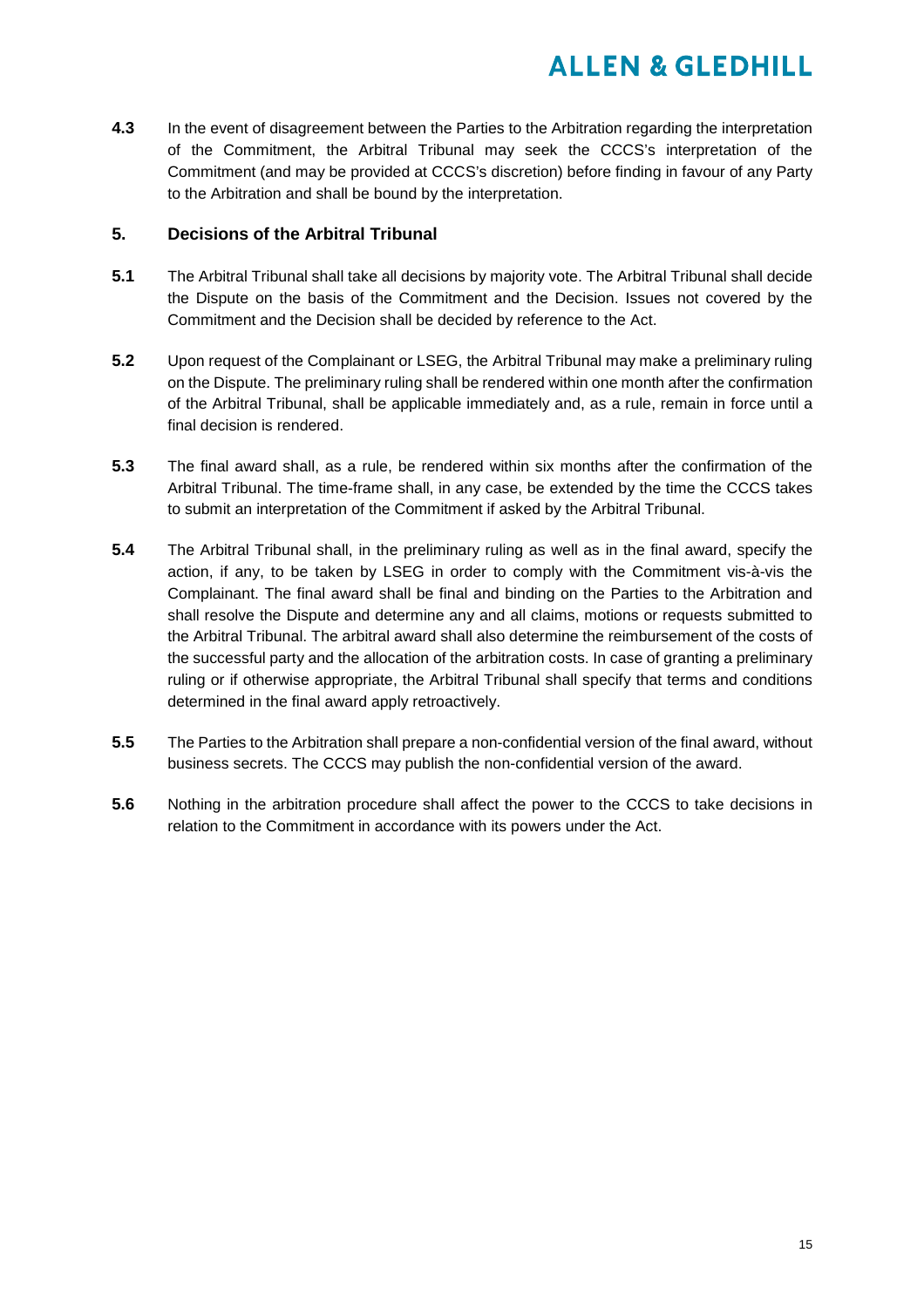**4.3** In the event of disagreement between the Parties to the Arbitration regarding the interpretation of the Commitment, the Arbitral Tribunal may seek the CCCS's interpretation of the Commitment (and may be provided at CCCS's discretion) before finding in favour of any Party to the Arbitration and shall be bound by the interpretation.

## 5. Decisions of the Arbitral Tribunal

**5.1** The Arbitral Tribunal shall take all decisions by majority vote. The Arbitral Tribunal shall decide the Dispute on the basis of the Commitment and the Decision. Issues not covered by the Commitment and the Decision shall be decided by reference to the Act.

**5.2** Upon request of the Complainant or LSEG, the Arbitral Tribunal may make a preliminary ruling on the Dispute. The preliminary ruling shall be rendered within one month after the confirmation of the Arbitral Tribunal, shall be applicable immediately and, as a rule, remain in force until a final decision is rendered.

**5.3** The final award shall, as a rule, be rendered within six months after the confirmation of the Arbitral Tribunal. The time-frame shall, in any case, be extended by the time the CCCS takes to submit an interpretation of the Commitment if asked by the Arbitral Tribunal.

**5.4** The Arbitral Tribunal shall, in the preliminary ruling as well as in the final award, specify the action, if any, to be taken by LSEG in order to comply with the Commitment vis-à-vis the Complainant. The final award shall be final and binding on the Parties to the Arbitration and shall resolve the Dispute and determine any and all claims, motions or requests submitted to the Arbitral Tribunal. The arbitral award shall also determine the reimbursement of the costs of the successful party and the allocation of the arbitration costs. In case of granting a preliminary ruling or if otherwise appropriate, the Arbitral Tribunal shall specify that terms and conditions determined in the final award apply retroactively.

**5.5** The Parties to the Arbitration shall prepare a non-confidential version of the final award, without business secrets. The CCCS may publish the non-confidential version of the award.

**5.6** Nothing in the arbitration procedure shall affect the power to the CCCS to take decisions in relation to the Commitment in accordance with its powers under the Act.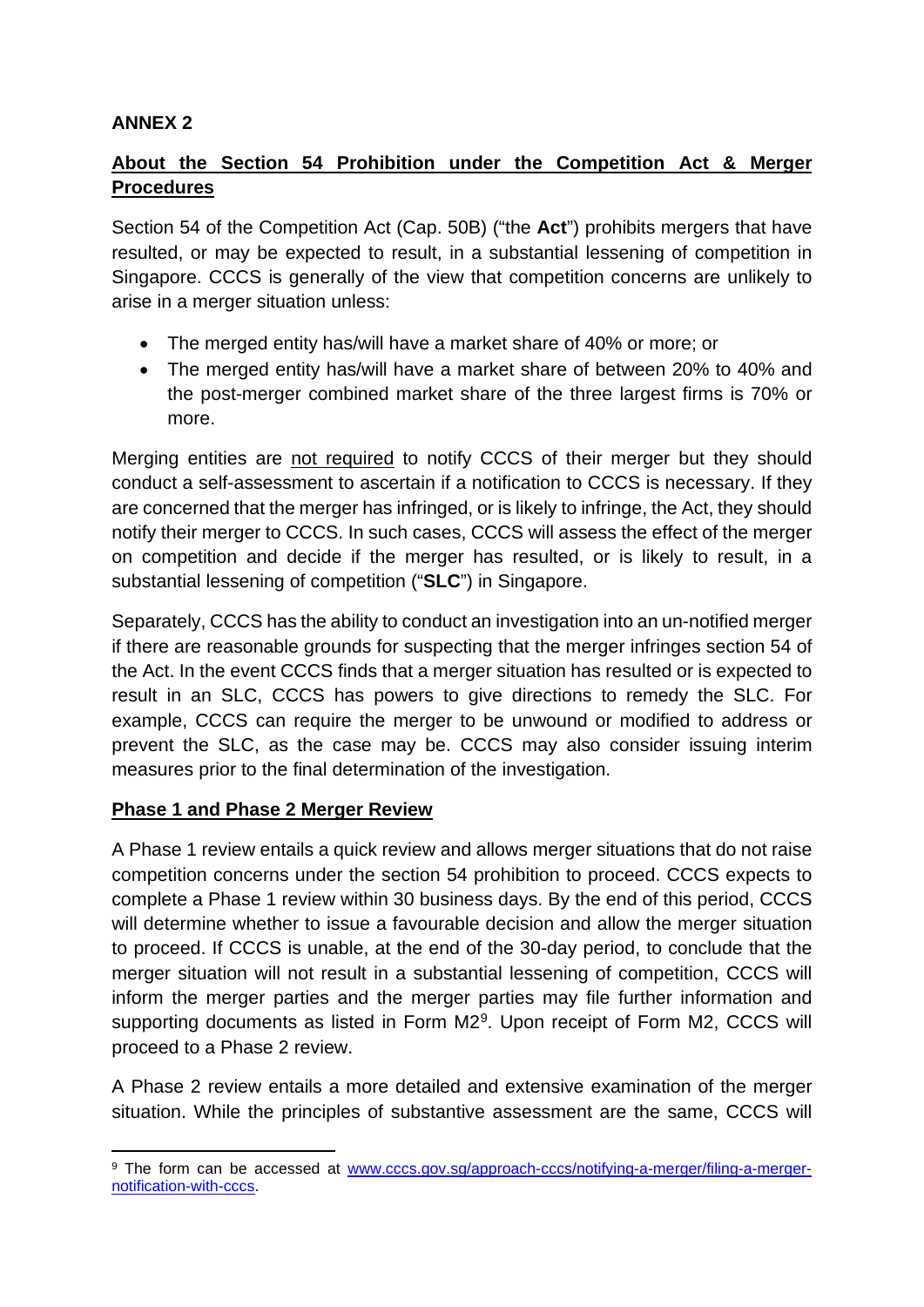**ANNEX 2**

**About the Section 54 Prohibition under the Competition Act & Merger Procedures**

Section 54 of the Competition Act (Cap. 50B) ("the **Act**") prohibits mergers that have resulted, or may be expected to result, in a substantial lessening of competition in Singapore. CCCS is generally of the view that competition concerns are unlikely to arise in a merger situation unless:

- The merged entity has/will have a market share of 40% or more; or
- The merged entity has/will have a market share of between 20% to 40% and the post-merger combined market share of the three largest firms is 70% or more.

Merging entities are not required to notify CCCS of their merger but they should conduct a self-assessment to ascertain if a notification to CCCS is necessary. If they are concerned that the merger has infringed, or is likely to infringe, the Act, they should notify their merger to CCCS. In such cases, CCCS will assess the effect of the merger on competition and decide if the merger has resulted, or is likely to result, in a substantial lessening of competition ("**SLC**") in Singapore.

Separately, CCCS has the ability to conduct an investigation into an un-notified merger if there are reasonable grounds for suspecting that the merger infringes section 54 of the Act. In the event CCCS finds that a merger situation has resulted or is expected to result in an SLC, CCCS has powers to give directions to remedy the SLC. For example, CCCS can require the merger to be unwound or modified to address or prevent the SLC, as the case may be. CCCS may also consider issuing interim measures prior to the final determination of the investigation.

**Phase 1 and Phase 2 Merger Review**

A Phase 1 review entails a quick review and allows merger situations that do not raise competition concerns under the section 54 prohibition to proceed. CCCS expects to complete a Phase 1 review within 30 business days. By the end of this period, CCCS will determine whether to issue a favourable decision and allow the merger situation to proceed. If CCCS is unable, at the end of the 30-day period, to conclude that the merger situation will not result in a substantial lessening of competition, CCCS will inform the merger parties and the merger parties may file further information and supporting documents as listed in Form M2[9]. Upon receipt of Form M2, CCCS will proceed to a Phase 2 review.

A Phase 2 review entails a more detailed and extensive examination of the merger situation. While the principles of substantive assessment are the same, CCCS will

[9] The form can be accessed at www.cccs.gov.sg/approach-cccs/notifying-a-merger/filing-a-merger-notification-with-cccs.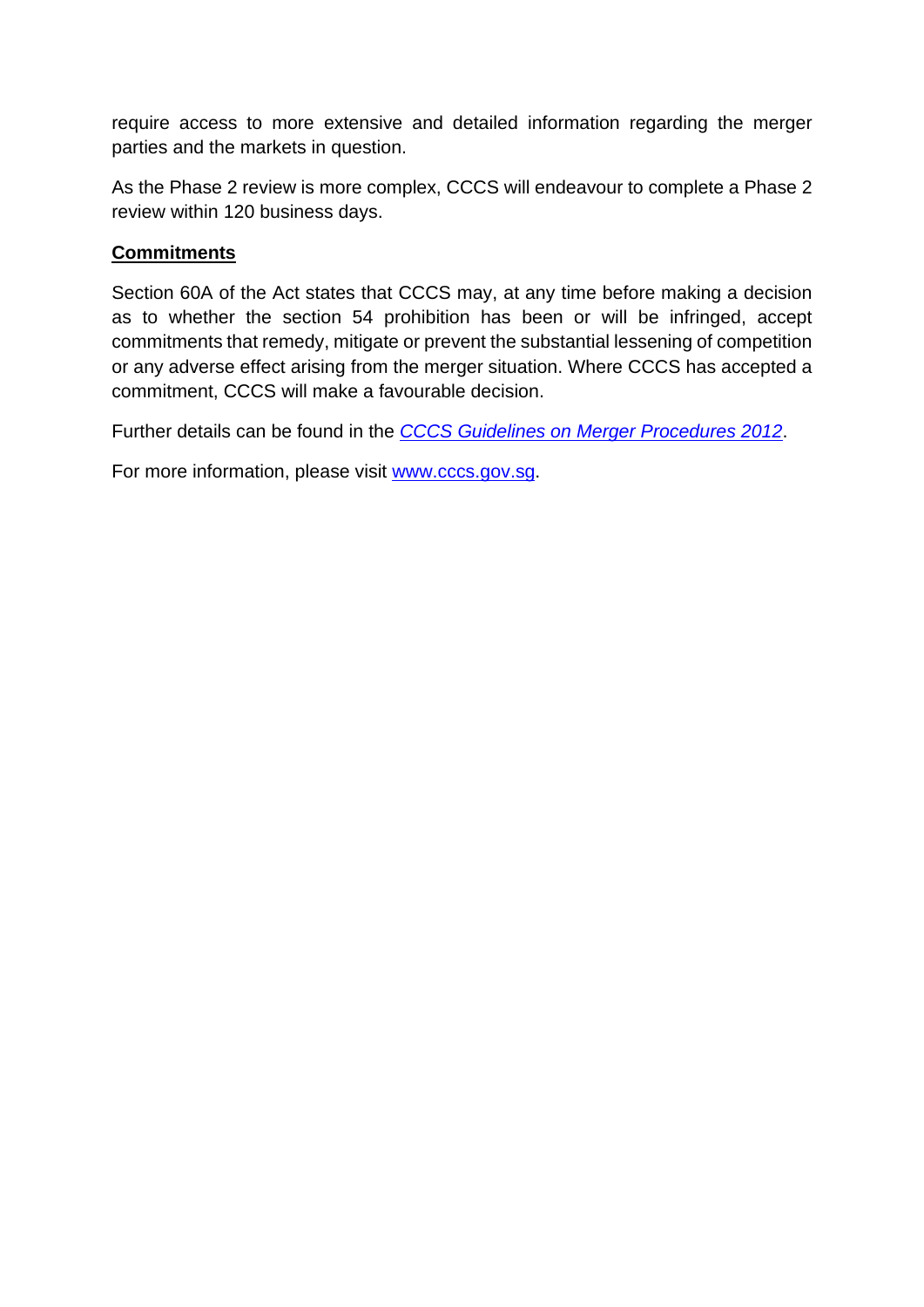require access to more extensive and detailed information regarding the merger parties and the markets in question.

As the Phase 2 review is more complex, CCCS will endeavour to complete a Phase 2 review within 120 business days.

**Commitments**

Section 60A of the Act states that CCCS may, at any time before making a decision as to whether the section 54 prohibition has been or will be infringed, accept commitments that remedy, mitigate or prevent the substantial lessening of competition or any adverse effect arising from the merger situation. Where CCCS has accepted a commitment, CCCS will make a favourable decision.

Further details can be found in the *CCCS Guidelines on Merger Procedures 2012*.

For more information, please visit www.cccs.gov.sg.